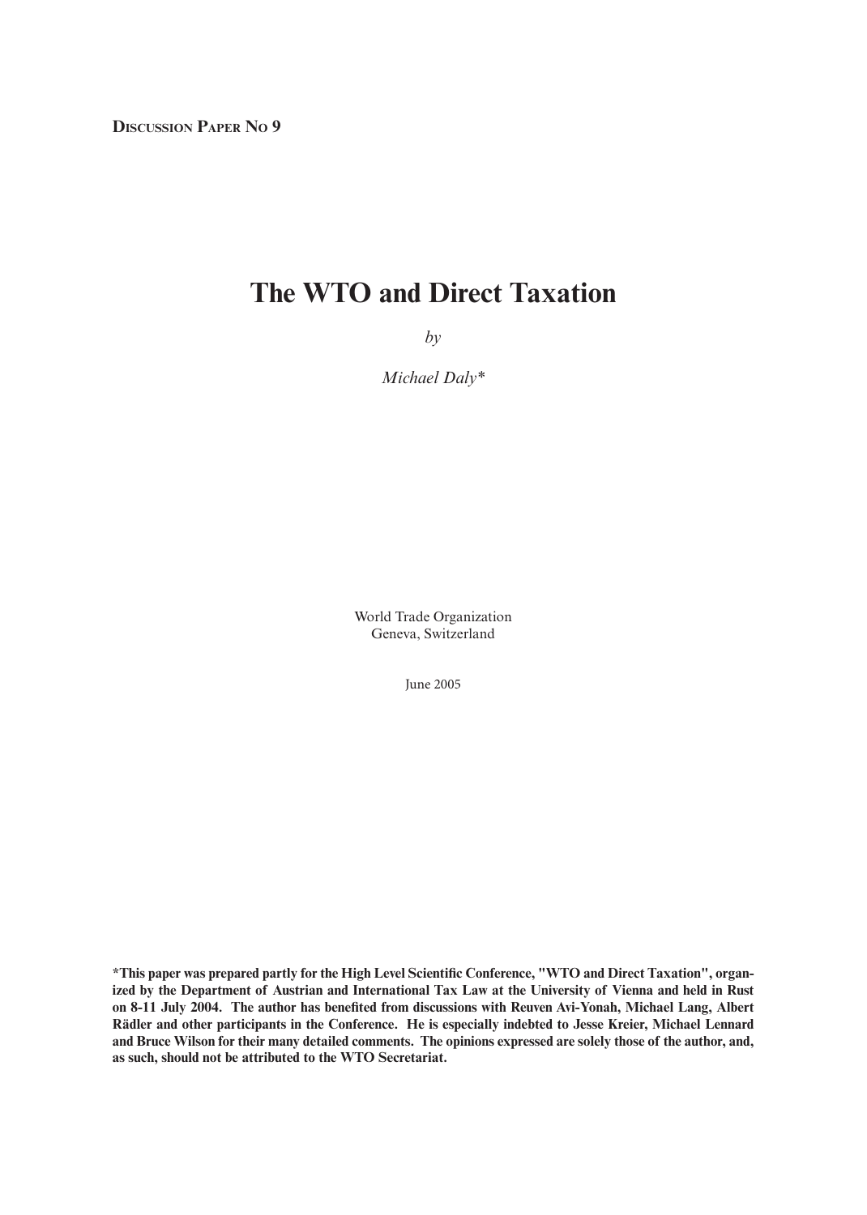**Discussion Paper No 9**

# The WTO and Direct Taxation

*by*

*Michael Daly\**

World Trade Organization
Geneva, Switzerland

June 2005

**\*This paper was prepared partly for the High Level Scientific Conference, "WTO and Direct Taxation", organized by the Department of Austrian and International Tax Law at the University of Vienna and held in Rust on 8-11 July 2004. The author has benefited from discussions with Reuven Avi-Yonah, Michael Lang, Albert Rädler and other participants in the Conference. He is especially indebted to Jesse Kreier, Michael Lennard and Bruce Wilson for their many detailed comments. The opinions expressed are solely those of the author, and, as such, should not be attributed to the WTO Secretariat.**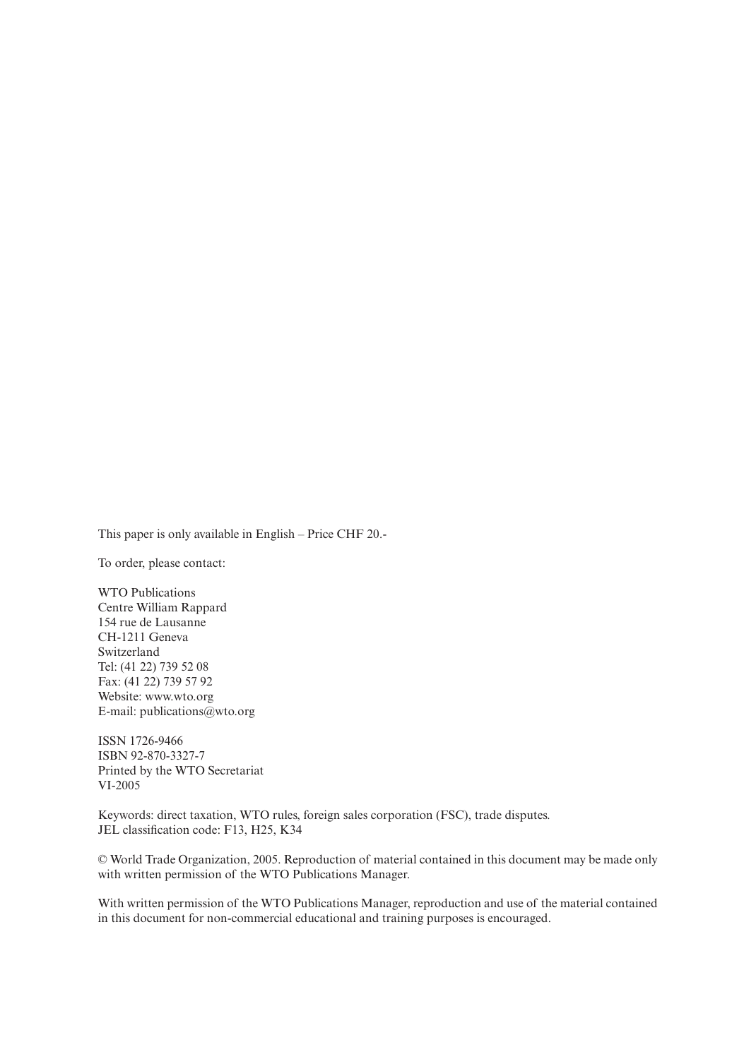This paper is only available in English – Price CHF 20.-

To order, please contact:

WTO Publications
Centre William Rappard
154 rue de Lausanne
CH-1211 Geneva
Switzerland
Tel: (41 22) 739 52 08
Fax: (41 22) 739 57 92
Website: www.wto.org
E-mail: publications@wto.org

ISSN 1726-9466
ISBN 92-870-3327-7
Printed by the WTO Secretariat
VI-2005

Keywords: direct taxation, WTO rules, foreign sales corporation (FSC), trade disputes.
JEL classification code: F13, H25, K34

© World Trade Organization, 2005. Reproduction of material contained in this document may be made only with written permission of the WTO Publications Manager.

With written permission of the WTO Publications Manager, reproduction and use of the material contained in this document for non-commercial educational and training purposes is encouraged.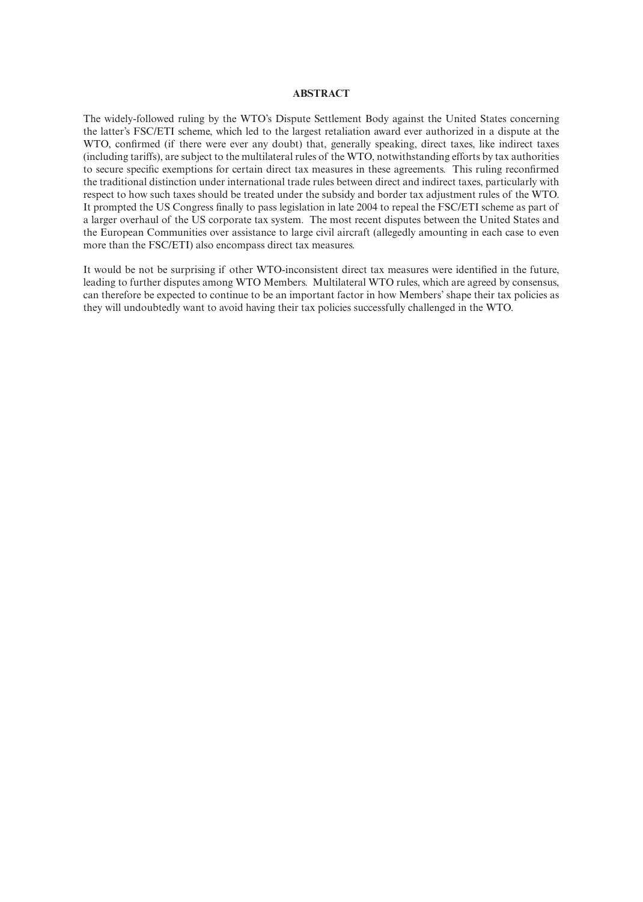**ABSTRACT**

The widely-followed ruling by the WTO's Dispute Settlement Body against the United States concerning the latter's FSC/ETI scheme, which led to the largest retaliation award ever authorized in a dispute at the WTO, confirmed (if there were ever any doubt) that, generally speaking, direct taxes, like indirect taxes (including tariffs), are subject to the multilateral rules of the WTO, notwithstanding efforts by tax authorities to secure specific exemptions for certain direct tax measures in these agreements. This ruling reconfirmed the traditional distinction under international trade rules between direct and indirect taxes, particularly with respect to how such taxes should be treated under the subsidy and border tax adjustment rules of the WTO. It prompted the US Congress finally to pass legislation in late 2004 to repeal the FSC/ETI scheme as part of a larger overhaul of the US corporate tax system. The most recent disputes between the United States and the European Communities over assistance to large civil aircraft (allegedly amounting in each case to even more than the FSC/ETI) also encompass direct tax measures.

It would be not be surprising if other WTO-inconsistent direct tax measures were identified in the future, leading to further disputes among WTO Members. Multilateral WTO rules, which are agreed by consensus, can therefore be expected to continue to be an important factor in how Members' shape their tax policies as they will undoubtedly want to avoid having their tax policies successfully challenged in the WTO.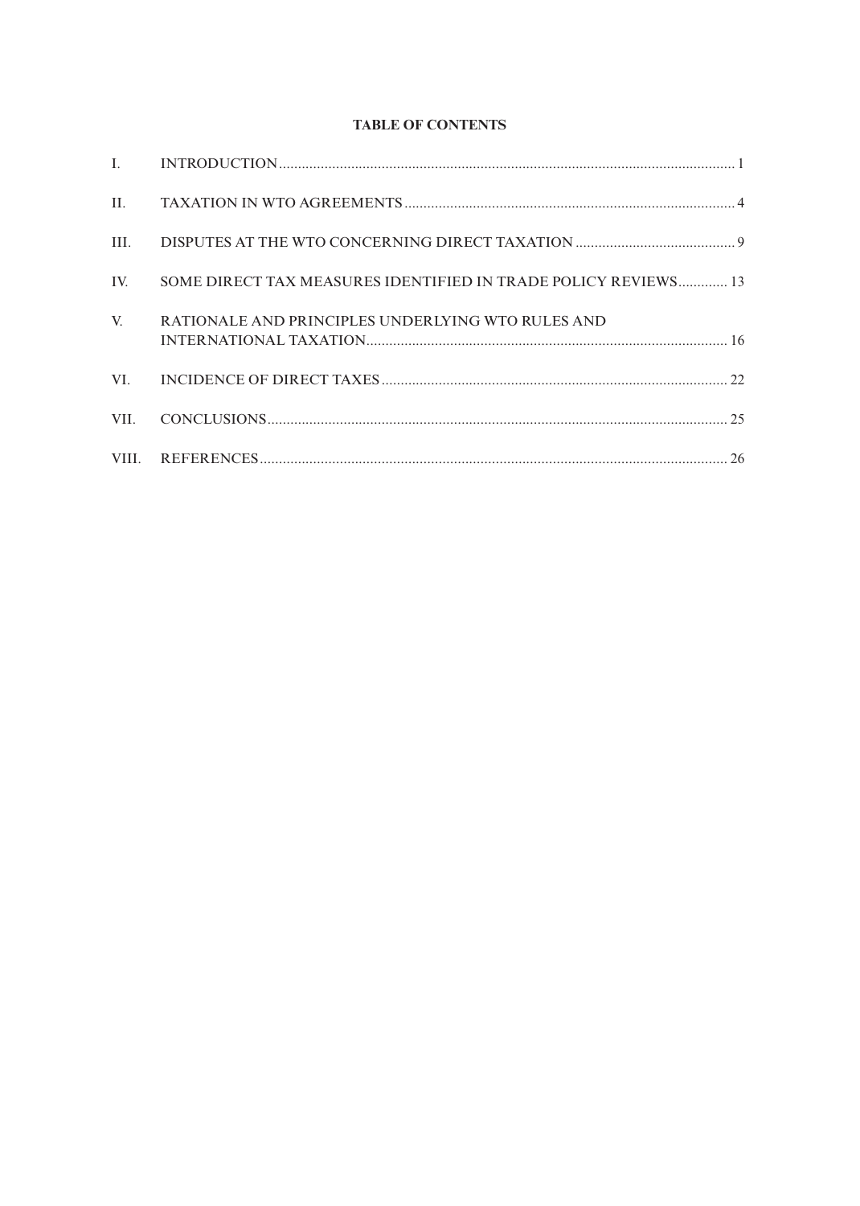**TABLE OF CONTENTS**

I. INTRODUCTION ........................................................................................................................ 1

II. TAXATION IN WTO AGREEMENTS ....................................................................................... 4

III. DISPUTES AT THE WTO CONCERNING DIRECT TAXATION ........................................... 9

IV. SOME DIRECT TAX MEASURES IDENTIFIED IN TRADE POLICY REVIEWS ............. 13

V. RATIONALE AND PRINCIPLES UNDERLYING WTO RULES AND INTERNATIONAL TAXATION ............................................................................................... 16

VI. INCIDENCE OF DIRECT TAXES ........................................................................................... 22

VII. CONCLUSIONS ......................................................................................................................... 25

VIII. REFERENCES ........................................................................................................................... 26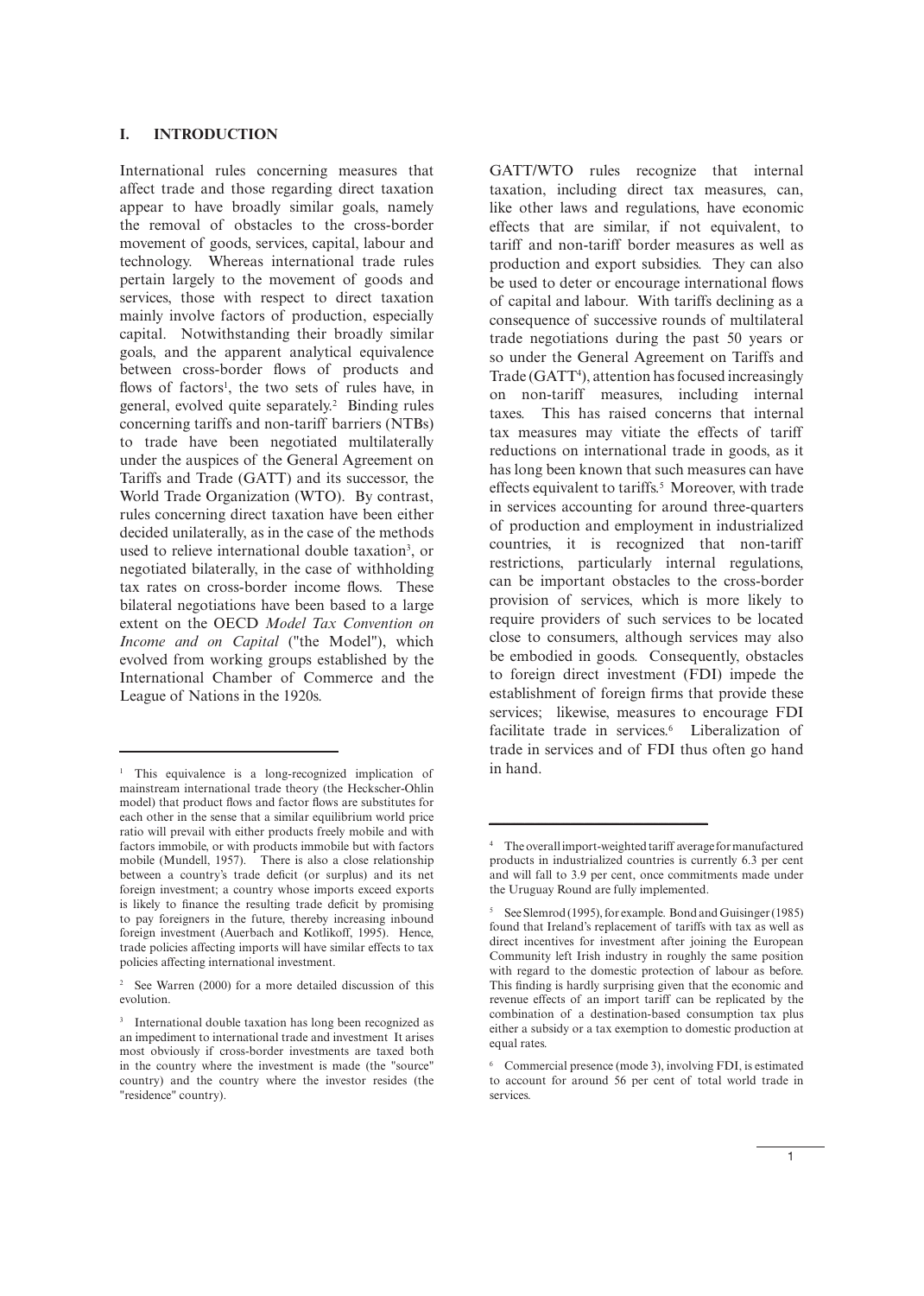## I. INTRODUCTION

International rules concerning measures that affect trade and those regarding direct taxation appear to have broadly similar goals, namely the removal of obstacles to the cross-border movement of goods, services, capital, labour and technology. Whereas international trade rules pertain largely to the movement of goods and services, those with respect to direct taxation mainly involve factors of production, especially capital. Notwithstanding their broadly similar goals, and the apparent analytical equivalence between cross-border flows of products and flows of factors[1], the two sets of rules have, in general, evolved quite separately.[2] Binding rules concerning tariffs and non-tariff barriers (NTBs) to trade have been negotiated multilaterally under the auspices of the General Agreement on Tariffs and Trade (GATT) and its successor, the World Trade Organization (WTO). By contrast, rules concerning direct taxation have been either decided unilaterally, as in the case of the methods used to relieve international double taxation[3], or negotiated bilaterally, in the case of withholding tax rates on cross-border income flows. These bilateral negotiations have been based to a large extent on the OECD *Model Tax Convention on Income and on Capital* ("the Model"), which evolved from working groups established by the International Chamber of Commerce and the League of Nations in the 1920s.

GATT/WTO rules recognize that internal taxation, including direct tax measures, can, like other laws and regulations, have economic effects that are similar, if not equivalent, to tariff and non-tariff border measures as well as production and export subsidies. They can also be used to deter or encourage international flows of capital and labour. With tariffs declining as a consequence of successive rounds of multilateral trade negotiations during the past 50 years or so under the General Agreement on Tariffs and Trade (GATT[4]), attention has focused increasingly on non-tariff measures, including internal taxes. This has raised concerns that internal tax measures may vitiate the effects of tariff reductions on international trade in goods, as it has long been known that such measures can have effects equivalent to tariffs.[5] Moreover, with trade in services accounting for around three-quarters of production and employment in industrialized countries, it is recognized that non-tariff restrictions, particularly internal regulations, can be important obstacles to the cross-border provision of services, which is more likely to require providers of such services to be located close to consumers, although services may also be embodied in goods. Consequently, obstacles to foreign direct investment (FDI) impede the establishment of foreign firms that provide these services; likewise, measures to encourage FDI facilitate trade in services.[6] Liberalization of trade in services and of FDI thus often go hand in hand.

---

[1] This equivalence is a long-recognized implication of mainstream international trade theory (the Heckscher-Ohlin model) that product flows and factor flows are substitutes for each other in the sense that a similar equilibrium world price ratio will prevail with either products freely mobile and with factors immobile, or with products immobile but with factors mobile (Mundell, 1957). There is also a close relationship between a country's trade deficit (or surplus) and its net foreign investment; a country whose imports exceed exports is likely to finance the resulting trade deficit by promising to pay foreigners in the future, thereby increasing inbound foreign investment (Auerbach and Kotlikoff, 1995). Hence, trade policies affecting imports will have similar effects to tax policies affecting international investment.

[2] See Warren (2000) for a more detailed discussion of this evolution.

[3] International double taxation has long been recognized as an impediment to international trade and investment It arises most obviously if cross-border investments are taxed both in the country where the investment is made (the "source" country) and the country where the investor resides (the "residence" country).

[4] The overall import-weighted tariff average for manufactured products in industrialized countries is currently 6.3 per cent and will fall to 3.9 per cent, once commitments made under the Uruguay Round are fully implemented.

[5] See Slemrod (1995), for example. Bond and Guisinger (1985) found that Ireland's replacement of tariffs with tax as well as direct incentives for investment after joining the European Community left Irish industry in roughly the same position with regard to the domestic protection of labour as before. This finding is hardly surprising given that the economic and revenue effects of an import tariff can be replicated by the combination of a destination-based consumption tax plus either a subsidy or a tax exemption to domestic production at equal rates.

[6] Commercial presence (mode 3), involving FDI, is estimated to account for around 56 per cent of total world trade in services.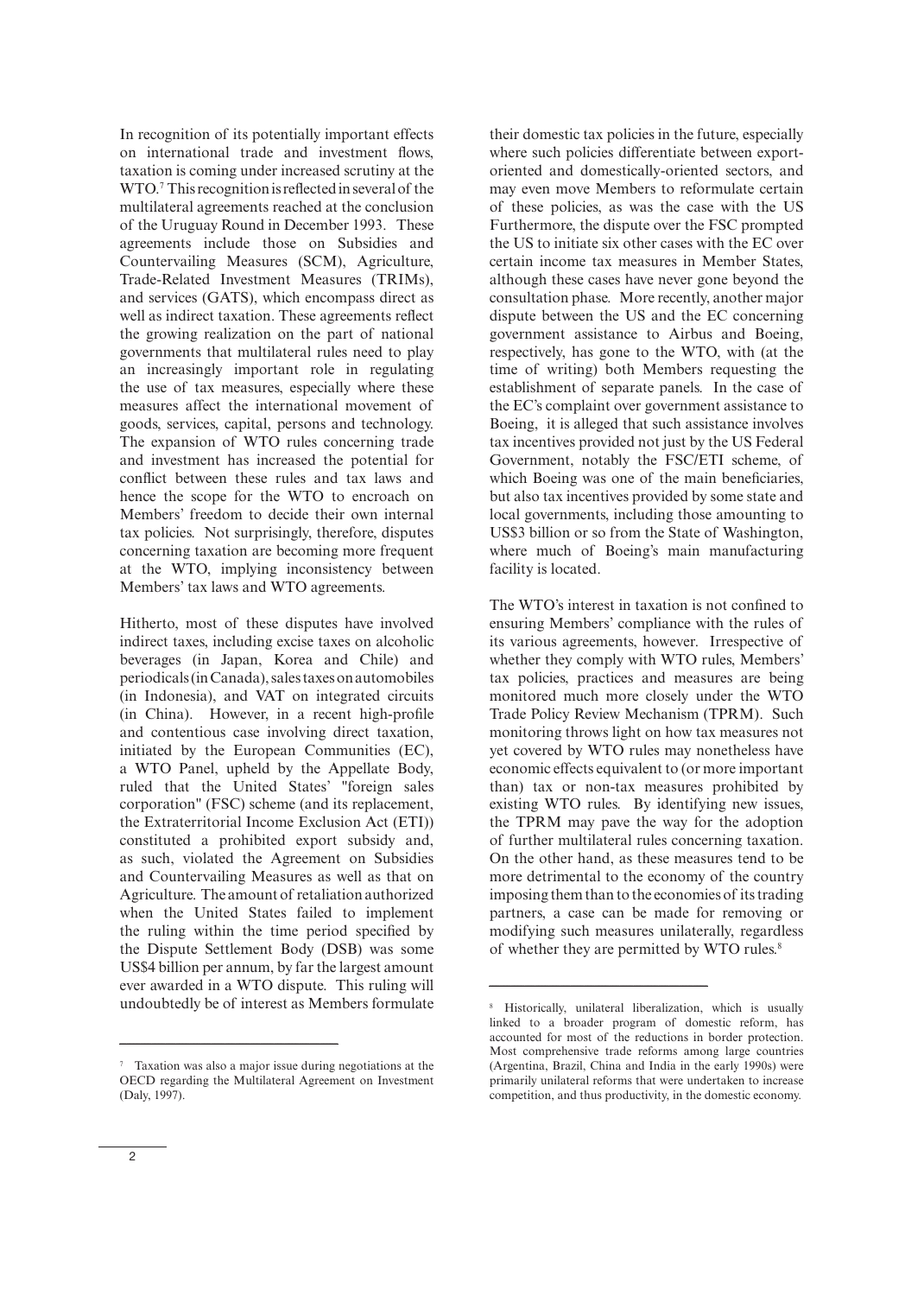In recognition of its potentially important effects on international trade and investment flows, taxation is coming under increased scrutiny at the WTO.[7] This recognition is reflected in several of the multilateral agreements reached at the conclusion of the Uruguay Round in December 1993. These agreements include those on Subsidies and Countervailing Measures (SCM), Agriculture, Trade-Related Investment Measures (TRIMs), and services (GATS), which encompass direct as well as indirect taxation. These agreements reflect the growing realization on the part of national governments that multilateral rules need to play an increasingly important role in regulating the use of tax measures, especially where these measures affect the international movement of goods, services, capital, persons and technology. The expansion of WTO rules concerning trade and investment has increased the potential for conflict between these rules and tax laws and hence the scope for the WTO to encroach on Members' freedom to decide their own internal tax policies. Not surprisingly, therefore, disputes concerning taxation are becoming more frequent at the WTO, implying inconsistency between Members' tax laws and WTO agreements.

Hitherto, most of these disputes have involved indirect taxes, including excise taxes on alcoholic beverages (in Japan, Korea and Chile) and periodicals (in Canada), sales taxes on automobiles (in Indonesia), and VAT on integrated circuits (in China). However, in a recent high-profile and contentious case involving direct taxation, initiated by the European Communities (EC), a WTO Panel, upheld by the Appellate Body, ruled that the United States' "foreign sales corporation" (FSC) scheme (and its replacement, the Extraterritorial Income Exclusion Act (ETI)) constituted a prohibited export subsidy and, as such, violated the Agreement on Subsidies and Countervailing Measures as well as that on Agriculture. The amount of retaliation authorized when the United States failed to implement the ruling within the time period specified by the Dispute Settlement Body (DSB) was some US$4 billion per annum, by far the largest amount ever awarded in a WTO dispute. This ruling will undoubtedly be of interest as Members formulate their domestic tax policies in the future, especially where such policies differentiate between export-oriented and domestically-oriented sectors, and may even move Members to reformulate certain of these policies, as was the case with the US Furthermore, the dispute over the FSC prompted the US to initiate six other cases with the EC over certain income tax measures in Member States, although these cases have never gone beyond the consultation phase. More recently, another major dispute between the US and the EC concerning government assistance to Airbus and Boeing, respectively, has gone to the WTO, with (at the time of writing) both Members requesting the establishment of separate panels. In the case of the EC's complaint over government assistance to Boeing, it is alleged that such assistance involves tax incentives provided not just by the US Federal Government, notably the FSC/ETI scheme, of which Boeing was one of the main beneficiaries, but also tax incentives provided by some state and local governments, including those amounting to US$3 billion or so from the State of Washington, where much of Boeing's main manufacturing facility is located.

The WTO's interest in taxation is not confined to ensuring Members' compliance with the rules of its various agreements, however. Irrespective of whether they comply with WTO rules, Members' tax policies, practices and measures are being monitored much more closely under the WTO Trade Policy Review Mechanism (TPRM). Such monitoring throws light on how tax measures not yet covered by WTO rules may nonetheless have economic effects equivalent to (or more important than) tax or non-tax measures prohibited by existing WTO rules. By identifying new issues, the TPRM may pave the way for the adoption of further multilateral rules concerning taxation. On the other hand, as these measures tend to be more detrimental to the economy of the country imposing them than to the economies of its trading partners, a case can be made for removing or modifying such measures unilaterally, regardless of whether they are permitted by WTO rules.[8]

---

[7] Taxation was also a major issue during negotiations at the OECD regarding the Multilateral Agreement on Investment (Daly, 1997).

[8] Historically, unilateral liberalization, which is usually linked to a broader program of domestic reform, has accounted for most of the reductions in border protection. Most comprehensive trade reforms among large countries (Argentina, Brazil, China and India in the early 1990s) were primarily unilateral reforms that were undertaken to increase competition, and thus productivity, in the domestic economy.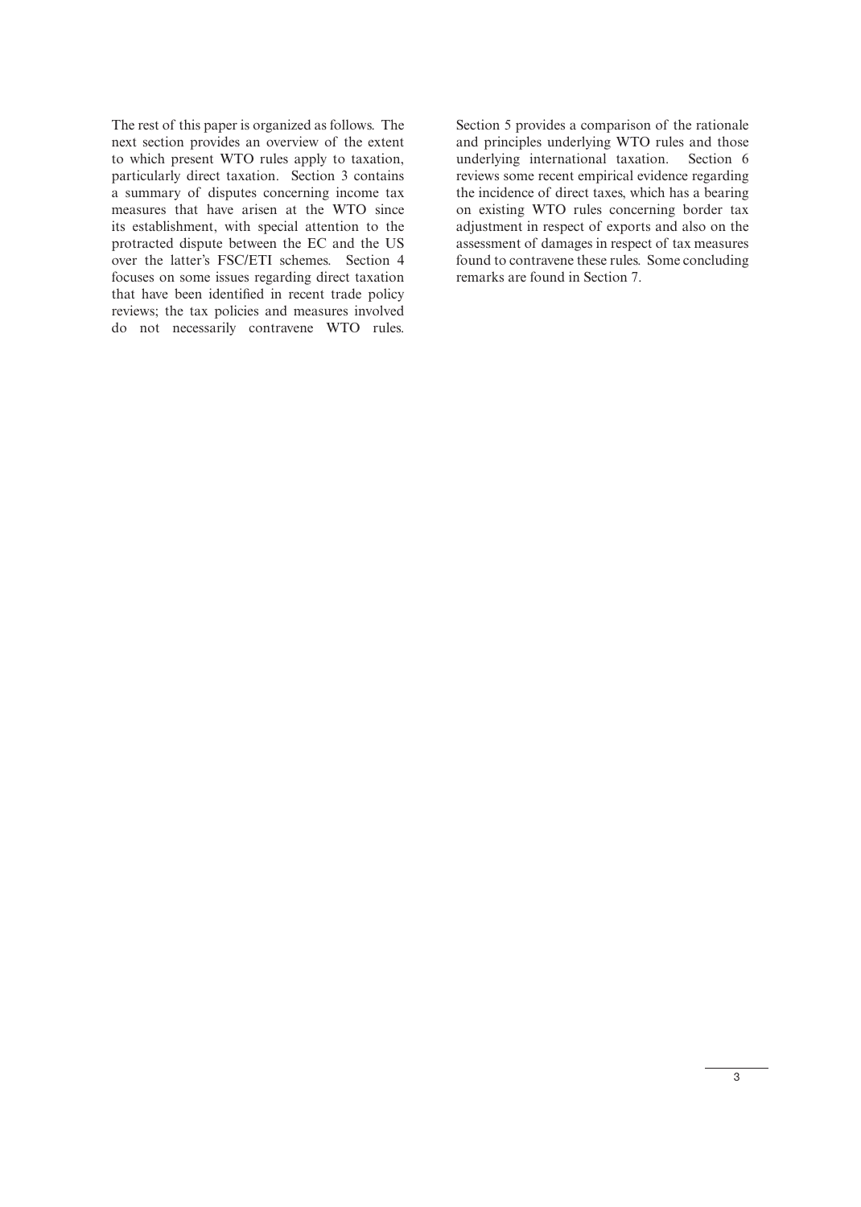The rest of this paper is organized as follows. The next section provides an overview of the extent to which present WTO rules apply to taxation, particularly direct taxation. Section 3 contains a summary of disputes concerning income tax measures that have arisen at the WTO since its establishment, with special attention to the protracted dispute between the EC and the US over the latter's FSC/ETI schemes. Section 4 focuses on some issues regarding direct taxation that have been identified in recent trade policy reviews; the tax policies and measures involved do not necessarily contravene WTO rules. Section 5 provides a comparison of the rationale and principles underlying WTO rules and those underlying international taxation. Section 6 reviews some recent empirical evidence regarding the incidence of direct taxes, which has a bearing on existing WTO rules concerning border tax adjustment in respect of exports and also on the assessment of damages in respect of tax measures found to contravene these rules. Some concluding remarks are found in Section 7.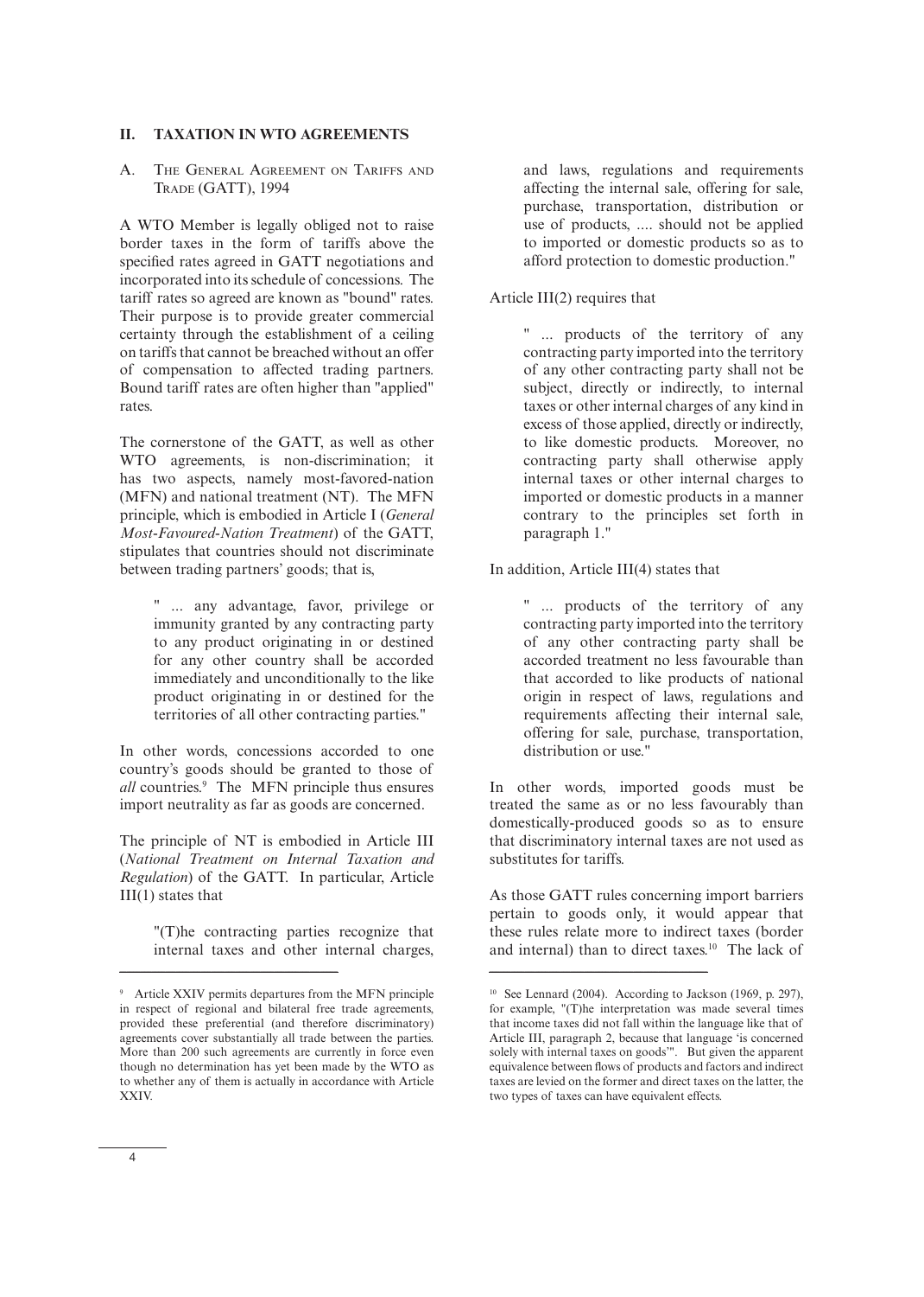## II. TAXATION IN WTO AGREEMENTS

### A. The General Agreement on Tariffs and Trade (GATT), 1994

A WTO Member is legally obliged not to raise border taxes in the form of tariffs above the specified rates agreed in GATT negotiations and incorporated into its schedule of concessions. The tariff rates so agreed are known as "bound" rates. Their purpose is to provide greater commercial certainty through the establishment of a ceiling on tariffs that cannot be breached without an offer of compensation to affected trading partners. Bound tariff rates are often higher than "applied" rates.

The cornerstone of the GATT, as well as other WTO agreements, is non-discrimination; it has two aspects, namely most-favored-nation (MFN) and national treatment (NT). The MFN principle, which is embodied in Article I (*General Most-Favoured-Nation Treatment*) of the GATT, stipulates that countries should not discriminate between trading partners' goods; that is,

> " ... any advantage, favor, privilege or immunity granted by any contracting party to any product originating in or destined for any other country shall be accorded immediately and unconditionally to the like product originating in or destined for the territories of all other contracting parties."

In other words, concessions accorded to one country's goods should be granted to those of *all* countries.[9] The MFN principle thus ensures import neutrality as far as goods are concerned.

The principle of NT is embodied in Article III (*National Treatment on Internal Taxation and Regulation*) of the GATT. In particular, Article III(1) states that

> "(T)he contracting parties recognize that internal taxes and other internal charges, and laws, regulations and requirements affecting the internal sale, offering for sale, purchase, transportation, distribution or use of products, .... should not be applied to imported or domestic products so as to afford protection to domestic production."

Article III(2) requires that

> " ... products of the territory of any contracting party imported into the territory of any other contracting party shall not be subject, directly or indirectly, to internal taxes or other internal charges of any kind in excess of those applied, directly or indirectly, to like domestic products. Moreover, no contracting party shall otherwise apply internal taxes or other internal charges to imported or domestic products in a manner contrary to the principles set forth in paragraph 1."

In addition, Article III(4) states that

> " ... products of the territory of any contracting party imported into the territory of any other contracting party shall be accorded treatment no less favourable than that accorded to like products of national origin in respect of laws, regulations and requirements affecting their internal sale, offering for sale, purchase, transportation, distribution or use."

In other words, imported goods must be treated the same as or no less favourably than domestically-produced goods so as to ensure that discriminatory internal taxes are not used as substitutes for tariffs.

As those GATT rules concerning import barriers pertain to goods only, it would appear that these rules relate more to indirect taxes (border and internal) than to direct taxes.[10] The lack of

---

[9] Article XXIV permits departures from the MFN principle in respect of regional and bilateral free trade agreements, provided these preferential (and therefore discriminatory) agreements cover substantially all trade between the parties. More than 200 such agreements are currently in force even though no determination has yet been made by the WTO as to whether any of them is actually in accordance with Article XXIV.

[10] See Lennard (2004). According to Jackson (1969, p. 297), for example, "(T)he interpretation was made several times that income taxes did not fall within the language like that of Article III, paragraph 2, because that language 'is concerned solely with internal taxes on goods'". But given the apparent equivalence between flows of products and factors and indirect taxes are levied on the former and direct taxes on the latter, the two types of taxes can have equivalent effects.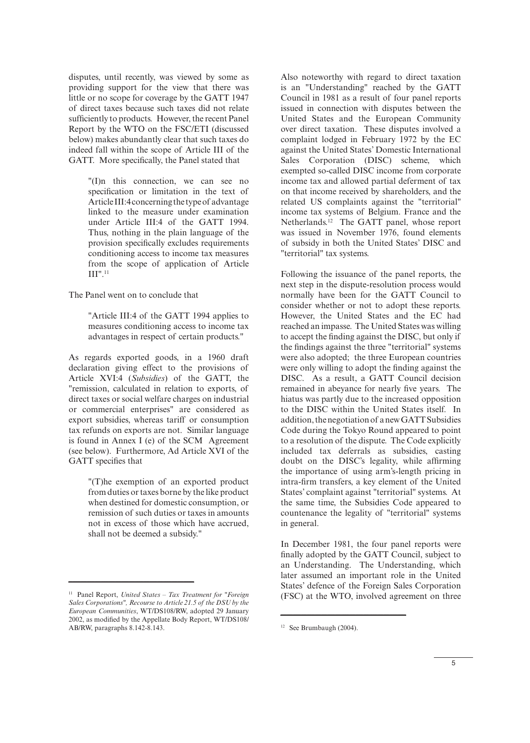disputes, until recently, was viewed by some as providing support for the view that there was little or no scope for coverage by the GATT 1947 of direct taxes because such taxes did not relate sufficiently to products. However, the recent Panel Report by the WTO on the FSC/ETI (discussed below) makes abundantly clear that such taxes do indeed fall within the scope of Article III of the GATT. More specifically, the Panel stated that

> "(I)n this connection, we can see no specification or limitation in the text of Article III:4 concerning the type of advantage linked to the measure under examination under Article III:4 of the GATT 1994. Thus, nothing in the plain language of the provision specifically excludes requirements conditioning access to income tax measures from the scope of application of Article III".[11]

The Panel went on to conclude that

> "Article III:4 of the GATT 1994 applies to measures conditioning access to income tax advantages in respect of certain products."

As regards exported goods, in a 1960 draft declaration giving effect to the provisions of Article XVI:4 (*Subsidies*) of the GATT, the "remission, calculated in relation to exports, of direct taxes or social welfare charges on industrial or commercial enterprises" are considered as export subsidies, whereas tariff or consumption tax refunds on exports are not. Similar language is found in Annex I (e) of the SCM Agreement (see below). Furthermore, Ad Article XVI of the GATT specifies that

> "(T)he exemption of an exported product from duties or taxes borne by the like product when destined for domestic consumption, or remission of such duties or taxes in amounts not in excess of those which have accrued, shall not be deemed a subsidy."

Also noteworthy with regard to direct taxation is an "Understanding" reached by the GATT Council in 1981 as a result of four panel reports issued in connection with disputes between the United States and the European Community over direct taxation. These disputes involved a complaint lodged in February 1972 by the EC against the United States' Domestic International Sales Corporation (DISC) scheme, which exempted so-called DISC income from corporate income tax and allowed partial deferment of tax on that income received by shareholders, and the related US complaints against the "territorial" income tax systems of Belgium. France and the Netherlands.[12] The GATT panel, whose report was issued in November 1976, found elements of subsidy in both the United States' DISC and "territorial" tax systems.

Following the issuance of the panel reports, the next step in the dispute-resolution process would normally have been for the GATT Council to consider whether or not to adopt these reports. However, the United States and the EC had reached an impasse. The United States was willing to accept the finding against the DISC, but only if the findings against the three "territorial" systems were also adopted; the three European countries were only willing to adopt the finding against the DISC. As a result, a GATT Council decision remained in abeyance for nearly five years. The hiatus was partly due to the increased opposition to the DISC within the United States itself. In addition, the negotiation of a new GATT Subsidies Code during the Tokyo Round appeared to point to a resolution of the dispute. The Code explicitly included tax deferrals as subsidies, casting doubt on the DISC's legality, while affirming the importance of using arm's-length pricing in intra-firm transfers, a key element of the United States' complaint against "territorial" systems. At the same time, the Subsidies Code appeared to countenance the legality of "territorial" systems in general.

In December 1981, the four panel reports were finally adopted by the GATT Council, subject to an Understanding. The Understanding, which later assumed an important role in the United States' defence of the Foreign Sales Corporation (FSC) at the WTO, involved agreement on three

---

[11] Panel Report, *United States – Tax Treatment for "Foreign Sales Corporations", Recourse to Article 21.5 of the DSU by the European Communities*, WT/DS108/RW, adopted 29 January 2002, as modified by the Appellate Body Report, WT/DS108/AB/RW, paragraphs 8.142-8.143.

[12] See Brumbaugh (2004).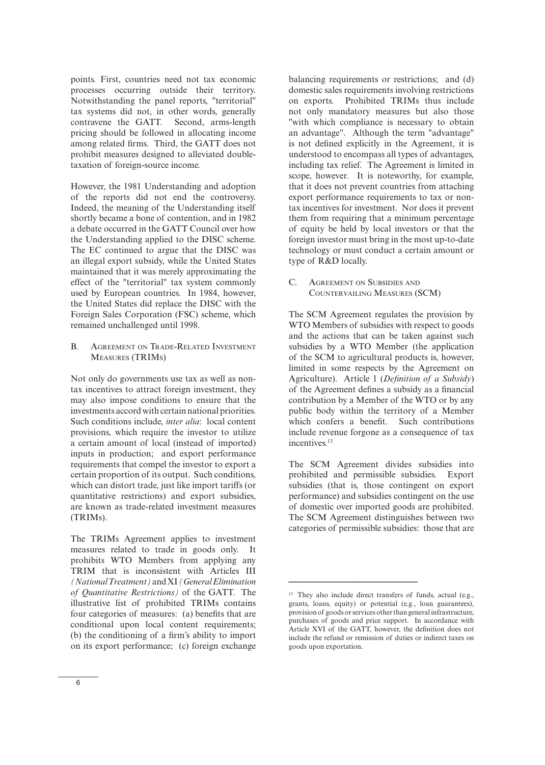points. First, countries need not tax economic processes occurring outside their territory. Notwithstanding the panel reports, "territorial" tax systems did not, in other words, generally contravene the GATT. Second, arms-length pricing should be followed in allocating income among related firms. Third, the GATT does not prohibit measures designed to alleviated double-taxation of foreign-source income.

However, the 1981 Understanding and adoption of the reports did not end the controversy. Indeed, the meaning of the Understanding itself shortly became a bone of contention, and in 1982 a debate occurred in the GATT Council over how the Understanding applied to the DISC scheme. The EC continued to argue that the DISC was an illegal export subsidy, while the United States maintained that it was merely approximating the effect of the "territorial" tax system commonly used by European countries. In 1984, however, the United States did replace the DISC with the Foreign Sales Corporation (FSC) scheme, which remained unchallenged until 1998.

### B. Agreement on Trade-Related Investment Measures (TRIMs)

Not only do governments use tax as well as non-tax incentives to attract foreign investment, they may also impose conditions to ensure that the investments accord with certain national priorities. Such conditions include, *inter alia*: local content provisions, which require the investor to utilize a certain amount of local (instead of imported) inputs in production; and export performance requirements that compel the investor to export a certain proportion of its output. Such conditions, which can distort trade, just like import tariffs (or quantitative restrictions) and export subsidies, are known as trade-related investment measures (TRIMs).

The TRIMs Agreement applies to investment measures related to trade in goods only. It prohibits WTO Members from applying any TRIM that is inconsistent with Articles III *(National Treatment)* and XI *(General Elimination of Quantitative Restrictions)* of the GATT. The illustrative list of prohibited TRIMs contains four categories of measures: (a) benefits that are conditional upon local content requirements; (b) the conditioning of a firm's ability to import on its export performance; (c) foreign exchange balancing requirements or restrictions; and (d) domestic sales requirements involving restrictions on exports. Prohibited TRIMs thus include not only mandatory measures but also those "with which compliance is necessary to obtain an advantage". Although the term "advantage" is not defined explicitly in the Agreement, it is understood to encompass all types of advantages, including tax relief. The Agreement is limited in scope, however. It is noteworthy, for example, that it does not prevent countries from attaching export performance requirements to tax or non-tax incentives for investment. Nor does it prevent them from requiring that a minimum percentage of equity be held by local investors or that the foreign investor must bring in the most up-to-date technology or must conduct a certain amount or type of R&D locally.

### C. Agreement on Subsidies and Countervailing Measures (SCM)

The SCM Agreement regulates the provision by WTO Members of subsidies with respect to goods and the actions that can be taken against such subsidies by a WTO Member (the application of the SCM to agricultural products is, however, limited in some respects by the Agreement on Agriculture). Article 1 (*Definition of a Subsidy*) of the Agreement defines a subsidy as a financial contribution by a Member of the WTO or by any public body within the territory of a Member which confers a benefit. Such contributions include revenue forgone as a consequence of tax incentives.[13]

The SCM Agreement divides subsidies into prohibited and permissible subsidies. Export subsidies (that is, those contingent on export performance) and subsidies contingent on the use of domestic over imported goods are prohibited. The SCM Agreement distinguishes between two categories of permissible subsidies: those that are

---

[13] They also include direct transfers of funds, actual (e.g., grants, loans, equity) or potential (e.g., loan guarantees), provision of goods or services other than general infrastructure, purchases of goods and price support. In accordance with Article XVI of the GATT, however, the definition does not include the refund or remission of duties or indirect taxes on goods upon exportation.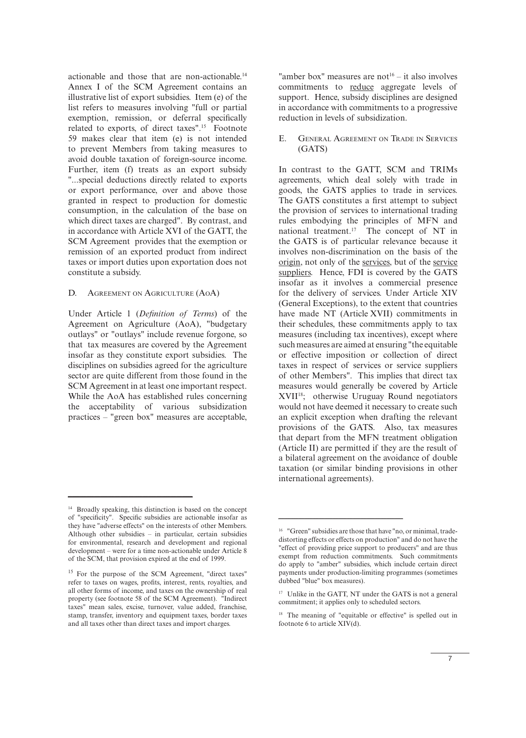actionable and those that are non-actionable.[14] Annex I of the SCM Agreement contains an illustrative list of export subsidies. Item (e) of the list refers to measures involving "full or partial exemption, remission, or deferral specifically related to exports, of direct taxes".[15] Footnote 59 makes clear that item (e) is not intended to prevent Members from taking measures to avoid double taxation of foreign-source income. Further, item (f) treats as an export subsidy "...special deductions directly related to exports or export performance, over and above those granted in respect to production for domestic consumption, in the calculation of the base on which direct taxes are charged". By contrast, and in accordance with Article XVI of the GATT, the SCM Agreement provides that the exemption or remission of an exported product from indirect taxes or import duties upon exportation does not constitute a subsidy.

### D. Agreement on Agriculture (AoA)

Under Article 1 (*Definition of Terms*) of the Agreement on Agriculture (AoA), "budgetary outlays" or "outlays" include revenue forgone, so that tax measures are covered by the Agreement insofar as they constitute export subsidies. The disciplines on subsidies agreed for the agriculture sector are quite different from those found in the SCM Agreement in at least one important respect. While the AoA has established rules concerning the acceptability of various subsidization practices – "green box" measures are acceptable, "amber box" measures are not[16] – it also involves commitments to <u>reduce</u> aggregate levels of support. Hence, subsidy disciplines are designed in accordance with commitments to a progressive reduction in levels of subsidization.

### E. General Agreement on Trade in Services (GATS)

In contrast to the GATT, SCM and TRIMs agreements, which deal solely with trade in goods, the GATS applies to trade in services. The GATS constitutes a first attempt to subject the provision of services to international trading rules embodying the principles of MFN and national treatment.[17] The concept of NT in the GATS is of particular relevance because it involves non-discrimination on the basis of the <u>origin</u>, not only of the <u>services</u>, but of the <u>service suppliers</u>. Hence, FDI is covered by the GATS insofar as it involves a commercial presence for the delivery of services. Under Article XIV (General Exceptions), to the extent that countries have made NT (Article XVII) commitments in their schedules, these commitments apply to tax measures (including tax incentives), except where such measures are aimed at ensuring "the equitable or effective imposition or collection of direct taxes in respect of services or service suppliers of other Members". This implies that direct tax measures would generally be covered by Article XVII[18]; otherwise Uruguay Round negotiators would not have deemed it necessary to create such an explicit exception when drafting the relevant provisions of the GATS. Also, tax measures that depart from the MFN treatment obligation (Article II) are permitted if they are the result of a bilateral agreement on the avoidance of double taxation (or similar binding provisions in other international agreements).

---

[14] Broadly speaking, this distinction is based on the concept of "specificity". Specific subsidies are actionable insofar as they have "adverse effects" on the interests of other Members. Although other subsidies – in particular, certain subsidies for environmental, research and development and regional development – were for a time non-actionable under Article 8 of the SCM, that provision expired at the end of 1999.

[15] For the purpose of the SCM Agreement, "direct taxes" refer to taxes on wages, profits, interest, rents, royalties, and all other forms of income, and taxes on the ownership of real property (see footnote 58 of the SCM Agreement). "Indirect taxes" mean sales, excise, turnover, value added, franchise, stamp, transfer, inventory and equipment taxes, border taxes and all taxes other than direct taxes and import charges.

[16] "Green" subsidies are those that have "no, or minimal, trade-distorting effects or effects on production" and do not have the "effect of providing price support to producers" and are thus exempt from reduction commitments. Such commitments do apply to "amber" subsidies, which include certain direct payments under production-limiting programmes (sometimes dubbed "blue" box measures).

[17] Unlike in the GATT, NT under the GATS is not a general commitment; it applies only to scheduled sectors.

[18] The meaning of "equitable or effective" is spelled out in footnote 6 to article XIV(d).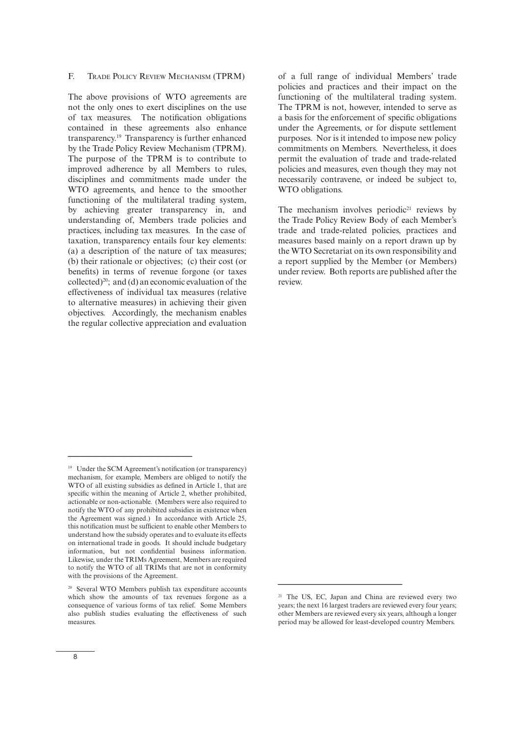## F. Trade Policy Review Mechanism (TPRM)

The above provisions of WTO agreements are not the only ones to exert disciplines on the use of tax measures. The notification obligations contained in these agreements also enhance transparency.[19] Transparency is further enhanced by the Trade Policy Review Mechanism (TPRM). The purpose of the TPRM is to contribute to improved adherence by all Members to rules, disciplines and commitments made under the WTO agreements, and hence to the smoother functioning of the multilateral trading system, by achieving greater transparency in, and understanding of, Members trade policies and practices, including tax measures. In the case of taxation, transparency entails four key elements: (a) a description of the nature of tax measures; (b) their rationale or objectives; (c) their cost (or benefits) in terms of revenue forgone (or taxes collected)[20]; and (d) an economic evaluation of the effectiveness of individual tax measures (relative to alternative measures) in achieving their given objectives. Accordingly, the mechanism enables the regular collective appreciation and evaluation of a full range of individual Members' trade policies and practices and their impact on the functioning of the multilateral trading system. The TPRM is not, however, intended to serve as a basis for the enforcement of specific obligations under the Agreements, or for dispute settlement purposes. Nor is it intended to impose new policy commitments on Members. Nevertheless, it does permit the evaluation of trade and trade-related policies and measures, even though they may not necessarily contravene, or indeed be subject to, WTO obligations.

The mechanism involves periodic[21] reviews by the Trade Policy Review Body of each Member's trade and trade-related policies, practices and measures based mainly on a report drawn up by the WTO Secretariat on its own responsibility and a report supplied by the Member (or Members) under review. Both reports are published after the review.

---

[19] Under the SCM Agreement's notification (or transparency) mechanism, for example, Members are obliged to notify the WTO of all existing subsidies as defined in Article 1, that are specific within the meaning of Article 2, whether prohibited, actionable or non-actionable. (Members were also required to notify the WTO of any prohibited subsidies in existence when the Agreement was signed.) In accordance with Article 25, this notification must be sufficient to enable other Members to understand how the subsidy operates and to evaluate its effects on international trade in goods. It should include budgetary information, but not confidential business information. Likewise, under the TRIMs Agreement, Members are required to notify the WTO of all TRIMs that are not in conformity with the provisions of the Agreement.

[20] Several WTO Members publish tax expenditure accounts which show the amounts of tax revenues forgone as a consequence of various forms of tax relief. Some Members also publish studies evaluating the effectiveness of such measures.

[21] The US, EC, Japan and China are reviewed every two years; the next 16 largest traders are reviewed every four years; other Members are reviewed every six years, although a longer period may be allowed for least-developed country Members.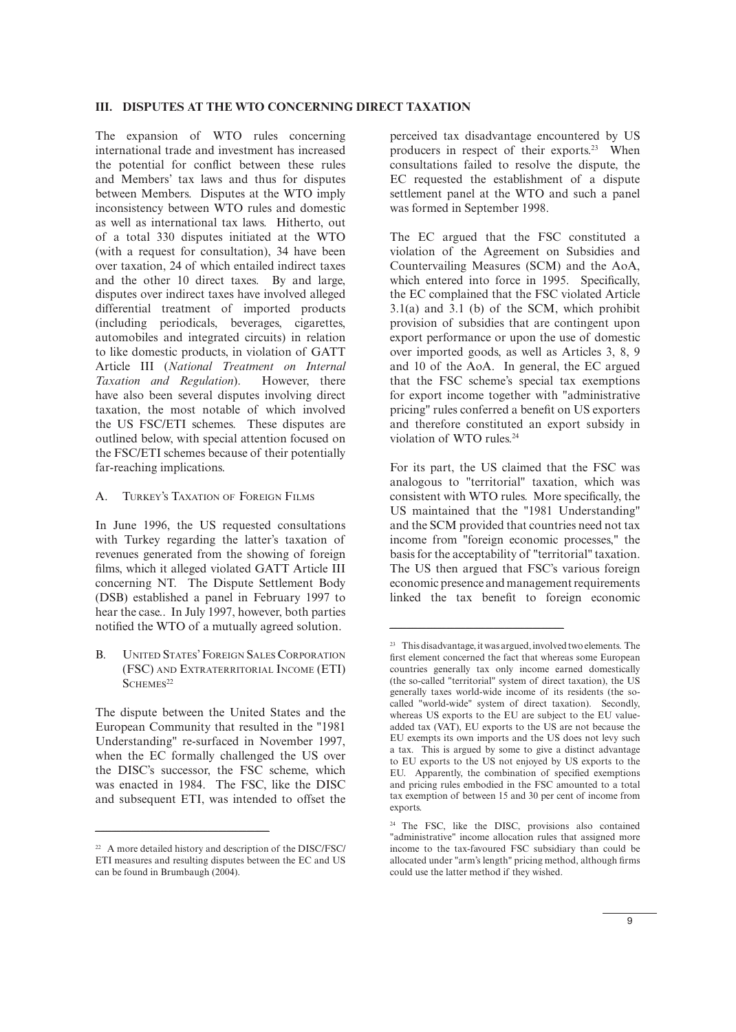## III. DISPUTES AT THE WTO CONCERNING DIRECT TAXATION

The expansion of WTO rules concerning international trade and investment has increased the potential for conflict between these rules and Members' tax laws and thus for disputes between Members. Disputes at the WTO imply inconsistency between WTO rules and domestic as well as international tax laws. Hitherto, out of a total 330 disputes initiated at the WTO (with a request for consultation), 34 have been over taxation, 24 of which entailed indirect taxes and the other 10 direct taxes. By and large, disputes over indirect taxes have involved alleged differential treatment of imported products (including periodicals, beverages, cigarettes, automobiles and integrated circuits) in relation to like domestic products, in violation of GATT Article III (*National Treatment on Internal Taxation and Regulation*). However, there have also been several disputes involving direct taxation, the most notable of which involved the US FSC/ETI schemes. These disputes are outlined below, with special attention focused on the FSC/ETI schemes because of their potentially far-reaching implications.

### A. Turkey's Taxation of Foreign Films

In June 1996, the US requested consultations with Turkey regarding the latter's taxation of revenues generated from the showing of foreign films, which it alleged violated GATT Article III concerning NT. The Dispute Settlement Body (DSB) established a panel in February 1997 to hear the case.. In July 1997, however, both parties notified the WTO of a mutually agreed solution.

### B. United States' Foreign Sales Corporation (FSC) and Extraterritorial Income (ETI) Schemes[22]

The dispute between the United States and the European Community that resulted in the "1981 Understanding" re-surfaced in November 1997, when the EC formally challenged the US over the DISC's successor, the FSC scheme, which was enacted in 1984. The FSC, like the DISC and subsequent ETI, was intended to offset the perceived tax disadvantage encountered by US producers in respect of their exports.[23] When consultations failed to resolve the dispute, the EC requested the establishment of a dispute settlement panel at the WTO and such a panel was formed in September 1998.

The EC argued that the FSC constituted a violation of the Agreement on Subsidies and Countervailing Measures (SCM) and the AoA, which entered into force in 1995. Specifically, the EC complained that the FSC violated Article 3.1(a) and 3.1 (b) of the SCM, which prohibit provision of subsidies that are contingent upon export performance or upon the use of domestic over imported goods, as well as Articles 3, 8, 9 and 10 of the AoA. In general, the EC argued that the FSC scheme's special tax exemptions for export income together with "administrative pricing" rules conferred a benefit on US exporters and therefore constituted an export subsidy in violation of WTO rules.[24]

For its part, the US claimed that the FSC was analogous to "territorial" taxation, which was consistent with WTO rules. More specifically, the US maintained that the "1981 Understanding" and the SCM provided that countries need not tax income from "foreign economic processes," the basis for the acceptability of "territorial" taxation. The US then argued that FSC's various foreign economic presence and management requirements linked the tax benefit to foreign economic

---

[22] A more detailed history and description of the DISC/FSC/ETI measures and resulting disputes between the EC and US can be found in Brumbaugh (2004).

[23] This disadvantage, it was argued, involved two elements. The first element concerned the fact that whereas some European countries generally tax only income earned domestically (the so-called "territorial" system of direct taxation), the US generally taxes world-wide income of its residents (the so-called "world-wide" system of direct taxation). Secondly, whereas US exports to the EU are subject to the EU value-added tax (VAT), EU exports to the US are not because the EU exempts its own imports and the US does not levy such a tax. This is argued by some to give a distinct advantage to EU exports to the US not enjoyed by US exports to the EU. Apparently, the combination of specified exemptions and pricing rules embodied in the FSC amounted to a total tax exemption of between 15 and 30 per cent of income from exports.

[24] The FSC, like the DISC, provisions also contained "administrative" income allocation rules that assigned more income to the tax-favoured FSC subsidiary than could be allocated under "arm's length" pricing method, although firms could use the latter method if they wished.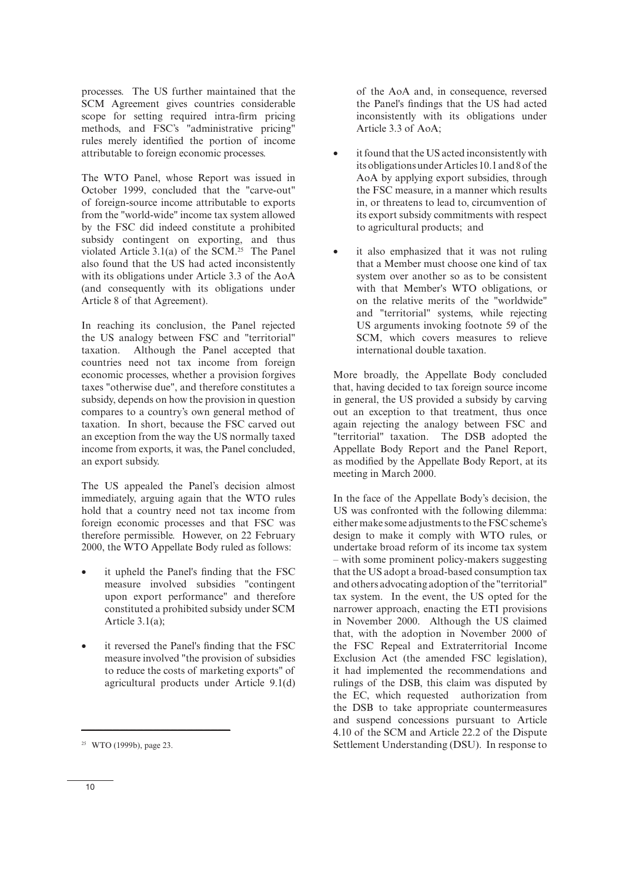processes. The US further maintained that the SCM Agreement gives countries considerable scope for setting required intra-firm pricing methods, and FSC's "administrative pricing" rules merely identified the portion of income attributable to foreign economic processes.

The WTO Panel, whose Report was issued in October 1999, concluded that the "carve-out" of foreign-source income attributable to exports from the "world-wide" income tax system allowed by the FSC did indeed constitute a prohibited subsidy contingent on exporting, and thus violated Article 3.1(a) of the SCM.[25] The Panel also found that the US had acted inconsistently with its obligations under Article 3.3 of the AoA (and consequently with its obligations under Article 8 of that Agreement).

In reaching its conclusion, the Panel rejected the US analogy between FSC and "territorial" taxation. Although the Panel accepted that countries need not tax income from foreign economic processes, whether a provision forgives taxes "otherwise due", and therefore constitutes a subsidy, depends on how the provision in question compares to a country's own general method of taxation. In short, because the FSC carved out an exception from the way the US normally taxed income from exports, it was, the Panel concluded, an export subsidy.

The US appealed the Panel's decision almost immediately, arguing again that the WTO rules hold that a country need not tax income from foreign economic processes and that FSC was therefore permissible. However, on 22 February 2000, the WTO Appellate Body ruled as follows:

- it upheld the Panel's finding that the FSC measure involved subsidies "contingent upon export performance" and therefore constituted a prohibited subsidy under SCM Article 3.1(a);
- it reversed the Panel's finding that the FSC measure involved "the provision of subsidies to reduce the costs of marketing exports" of agricultural products under Article 9.1(d) of the AoA and, in consequence, reversed the Panel's findings that the US had acted inconsistently with its obligations under Article 3.3 of AoA;
- it found that the US acted inconsistently with its obligations under Articles 10.1 and 8 of the AoA by applying export subsidies, through the FSC measure, in a manner which results in, or threatens to lead to, circumvention of its export subsidy commitments with respect to agricultural products; and
- it also emphasized that it was not ruling that a Member must choose one kind of tax system over another so as to be consistent with that Member's WTO obligations, or on the relative merits of the "worldwide" and "territorial" systems, while rejecting US arguments invoking footnote 59 of the SCM, which covers measures to relieve international double taxation.

More broadly, the Appellate Body concluded that, having decided to tax foreign source income in general, the US provided a subsidy by carving out an exception to that treatment, thus once again rejecting the analogy between FSC and "territorial" taxation. The DSB adopted the Appellate Body Report and the Panel Report, as modified by the Appellate Body Report, at its meeting in March 2000.

In the face of the Appellate Body's decision, the US was confronted with the following dilemma: either make some adjustments to the FSC scheme's design to make it comply with WTO rules, or undertake broad reform of its income tax system – with some prominent policy-makers suggesting that the US adopt a broad-based consumption tax and others advocating adoption of the "territorial" tax system. In the event, the US opted for the narrower approach, enacting the ETI provisions in November 2000. Although the US claimed that, with the adoption in November 2000 of the FSC Repeal and Extraterritorial Income Exclusion Act (the amended FSC legislation), it had implemented the recommendations and rulings of the DSB, this claim was disputed by the EC, which requested authorization from the DSB to take appropriate countermeasures and suspend concessions pursuant to Article 4.10 of the SCM and Article 22.2 of the Dispute Settlement Understanding (DSU). In response to

[25] WTO (1999b), page 23.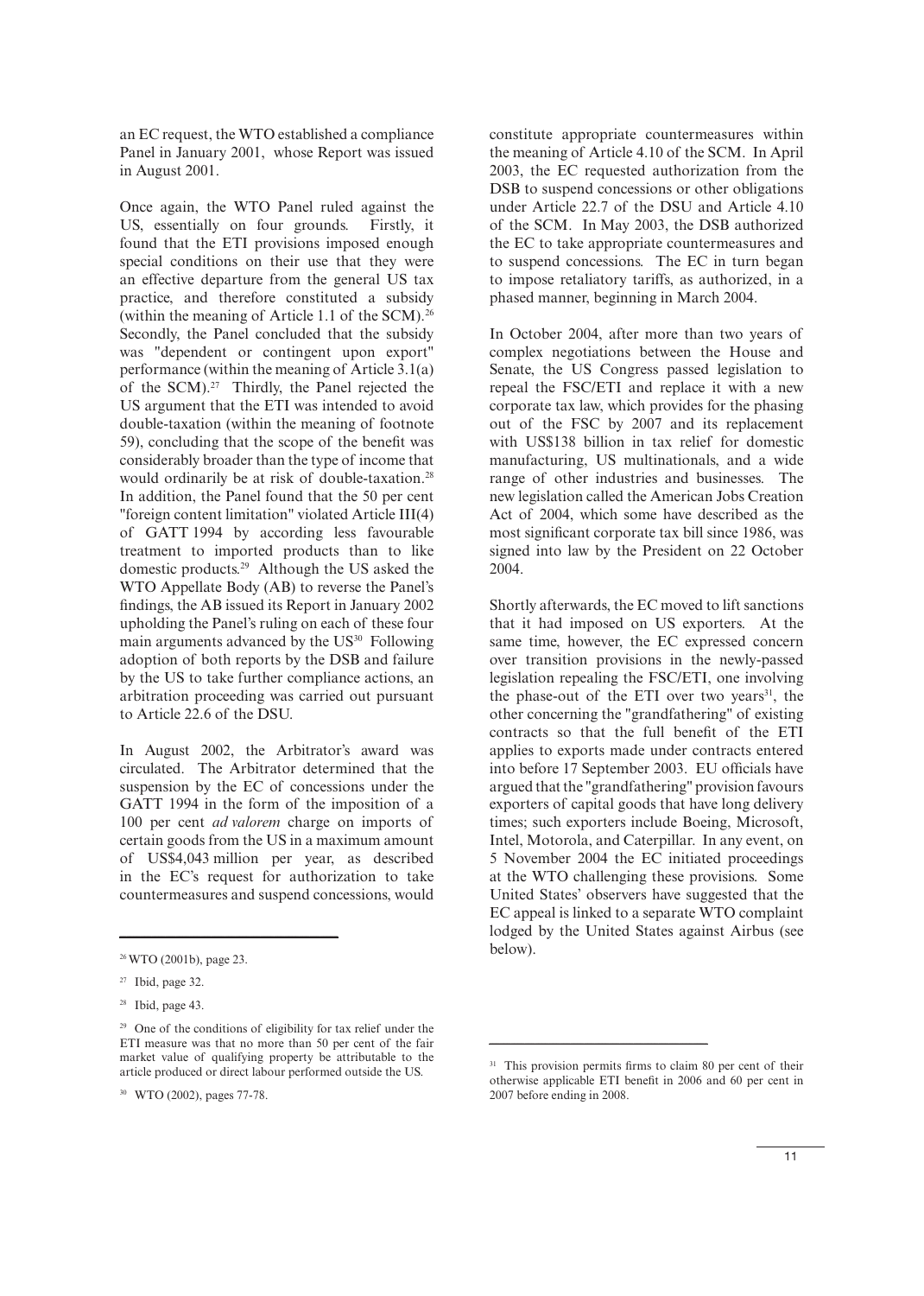an EC request, the WTO established a compliance Panel in January 2001, whose Report was issued in August 2001.

Once again, the WTO Panel ruled against the US, essentially on four grounds. Firstly, it found that the ETI provisions imposed enough special conditions on their use that they were an effective departure from the general US tax practice, and therefore constituted a subsidy (within the meaning of Article 1.1 of the SCM).[26] Secondly, the Panel concluded that the subsidy was "dependent or contingent upon export" performance (within the meaning of Article 3.1(a) of the SCM).[27] Thirdly, the Panel rejected the US argument that the ETI was intended to avoid double-taxation (within the meaning of footnote 59), concluding that the scope of the benefit was considerably broader than the type of income that would ordinarily be at risk of double-taxation.[28] In addition, the Panel found that the 50 per cent "foreign content limitation" violated Article III(4) of GATT 1994 by according less favourable treatment to imported products than to like domestic products.[29] Although the US asked the WTO Appellate Body (AB) to reverse the Panel's findings, the AB issued its Report in January 2002 upholding the Panel's ruling on each of these four main arguments advanced by the US[30] Following adoption of both reports by the DSB and failure by the US to take further compliance actions, an arbitration proceeding was carried out pursuant to Article 22.6 of the DSU.

In August 2002, the Arbitrator's award was circulated. The Arbitrator determined that the suspension by the EC of concessions under the GATT 1994 in the form of the imposition of a 100 per cent *ad valorem* charge on imports of certain goods from the US in a maximum amount of US$4,043 million per year, as described in the EC's request for authorization to take countermeasures and suspend concessions, would constitute appropriate countermeasures within the meaning of Article 4.10 of the SCM. In April 2003, the EC requested authorization from the DSB to suspend concessions or other obligations under Article 22.7 of the DSU and Article 4.10 of the SCM. In May 2003, the DSB authorized the EC to take appropriate countermeasures and to suspend concessions. The EC in turn began to impose retaliatory tariffs, as authorized, in a phased manner, beginning in March 2004.

In October 2004, after more than two years of complex negotiations between the House and Senate, the US Congress passed legislation to repeal the FSC/ETI and replace it with a new corporate tax law, which provides for the phasing out of the FSC by 2007 and its replacement with US$138 billion in tax relief for domestic manufacturing, US multinationals, and a wide range of other industries and businesses. The new legislation called the American Jobs Creation Act of 2004, which some have described as the most significant corporate tax bill since 1986, was signed into law by the President on 22 October 2004.

Shortly afterwards, the EC moved to lift sanctions that it had imposed on US exporters. At the same time, however, the EC expressed concern over transition provisions in the newly-passed legislation repealing the FSC/ETI, one involving the phase-out of the ETI over two years[31], the other concerning the "grandfathering" of existing contracts so that the full benefit of the ETI applies to exports made under contracts entered into before 17 September 2003. EU officials have argued that the "grandfathering" provision favours exporters of capital goods that have long delivery times; such exporters include Boeing, Microsoft, Intel, Motorola, and Caterpillar. In any event, on 5 November 2004 the EC initiated proceedings at the WTO challenging these provisions. Some United States' observers have suggested that the EC appeal is linked to a separate WTO complaint lodged by the United States against Airbus (see below).

---

[26] WTO (2001b), page 23.

[27] Ibid, page 32.

[28] Ibid, page 43.

[29] One of the conditions of eligibility for tax relief under the ETI measure was that no more than 50 per cent of the fair market value of qualifying property be attributable to the article produced or direct labour performed outside the US.

[30] WTO (2002), pages 77-78.

[31] This provision permits firms to claim 80 per cent of their otherwise applicable ETI benefit in 2006 and 60 per cent in 2007 before ending in 2008.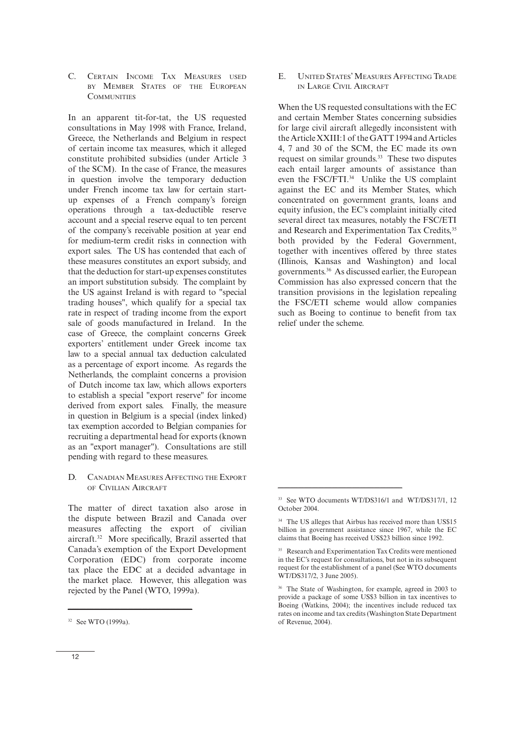### C. Certain Income Tax Measures used by Member States of the European Communities

In an apparent tit-for-tat, the US requested consultations in May 1998 with France, Ireland, Greece, the Netherlands and Belgium in respect of certain income tax measures, which it alleged constitute prohibited subsidies (under Article 3 of the SCM). In the case of France, the measures in question involve the temporary deduction under French income tax law for certain start-up expenses of a French company's foreign operations through a tax-deductible reserve account and a special reserve equal to ten percent of the company's receivable position at year end for medium-term credit risks in connection with export sales. The US has contended that each of these measures constitutes an export subsidy, and that the deduction for start-up expenses constitutes an import substitution subsidy. The complaint by the US against Ireland is with regard to "special trading houses", which qualify for a special tax rate in respect of trading income from the export sale of goods manufactured in Ireland. In the case of Greece, the complaint concerns Greek exporters' entitlement under Greek income tax law to a special annual tax deduction calculated as a percentage of export income. As regards the Netherlands, the complaint concerns a provision of Dutch income tax law, which allows exporters to establish a special "export reserve" for income derived from export sales. Finally, the measure in question in Belgium is a special (index linked) tax exemption accorded to Belgian companies for recruiting a departmental head for exports (known as an "export manager"). Consultations are still pending with regard to these measures.

### D. Canadian Measures Affecting the Export of Civilian Aircraft

The matter of direct taxation also arose in the dispute between Brazil and Canada over measures affecting the export of civilian aircraft.[32] More specifically, Brazil asserted that Canada's exemption of the Export Development Corporation (EDC) from corporate income tax place the EDC at a decided advantage in the market place. However, this allegation was rejected by the Panel (WTO, 1999a).

### E. United States' Measures Affecting Trade in Large Civil Aircraft

When the US requested consultations with the EC and certain Member States concerning subsidies for large civil aircraft allegedly inconsistent with the Article XXIII:1 of the GATT 1994 and Articles 4, 7 and 30 of the SCM, the EC made its own request on similar grounds.[33] These two disputes each entail larger amounts of assistance than even the FSC/FTI.[34] Unlike the US complaint against the EC and its Member States, which concentrated on government grants, loans and equity infusion, the EC's complaint initially cited several direct tax measures, notably the FSC/ETI and Research and Experimentation Tax Credits,[35] both provided by the Federal Government, together with incentives offered by three states (Illinois, Kansas and Washington) and local governments.[36] As discussed earlier, the European Commission has also expressed concern that the transition provisions in the legislation repealing the FSC/ETI scheme would allow companies such as Boeing to continue to benefit from tax relief under the scheme.

---

[32] See WTO (1999a).

[33] See WTO documents WT/DS316/1 and WT/DS317/1, 12 October 2004.

[34] The US alleges that Airbus has received more than US$15 billion in government assistance since 1967, while the EC claims that Boeing has received US$23 billion since 1992.

[35] Research and Experimentation Tax Credits were mentioned in the EC's request for consultations, but not in its subsequent request for the establishment of a panel (See WTO documents WT/DS317/2, 3 June 2005).

[36] The State of Washington, for example, agreed in 2003 to provide a package of some US$3 billion in tax incentives to Boeing (Watkins, 2004); the incentives include reduced tax rates on income and tax credits (Washington State Department of Revenue, 2004).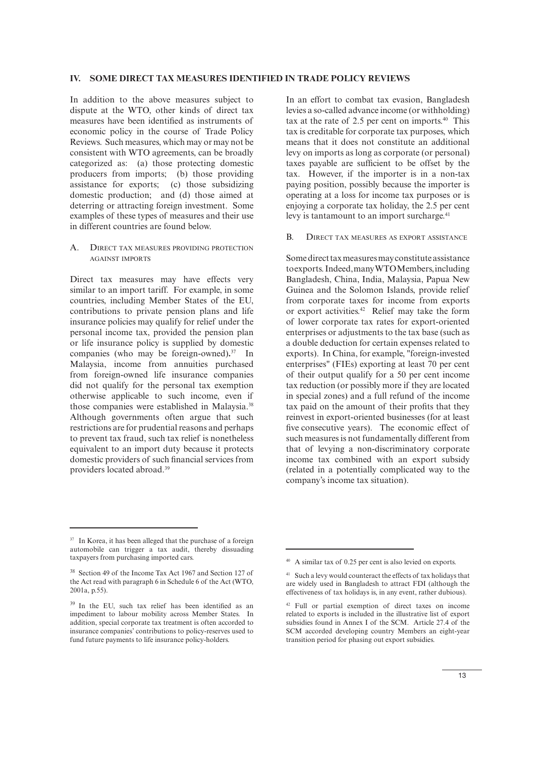## IV. SOME DIRECT TAX MEASURES IDENTIFIED IN TRADE POLICY REVIEWS

In addition to the above measures subject to dispute at the WTO, other kinds of direct tax measures have been identified as instruments of economic policy in the course of Trade Policy Reviews. Such measures, which may or may not be consistent with WTO agreements, can be broadly categorized as: (a) those protecting domestic producers from imports; (b) those providing assistance for exports; (c) those subsidizing domestic production; and (d) those aimed at deterring or attracting foreign investment. Some examples of these types of measures and their use in different countries are found below.

### A. Direct tax measures providing protection against imports

Direct tax measures may have effects very similar to an import tariff. For example, in some countries, including Member States of the EU, contributions to private pension plans and life insurance policies may qualify for relief under the personal income tax, provided the pension plan or life insurance policy is supplied by domestic companies (who may be foreign-owned).[37] In Malaysia, income from annuities purchased from foreign-owned life insurance companies did not qualify for the personal tax exemption otherwise applicable to such income, even if those companies were established in Malaysia.[38] Although governments often argue that such restrictions are for prudential reasons and perhaps to prevent tax fraud, such tax relief is nonetheless equivalent to an import duty because it protects domestic providers of such financial services from providers located abroad.[39]

In an effort to combat tax evasion, Bangladesh levies a so-called advance income (or withholding) tax at the rate of 2.5 per cent on imports.[40] This tax is creditable for corporate tax purposes, which means that it does not constitute an additional levy on imports as long as corporate (or personal) taxes payable are sufficient to be offset by the tax. However, if the importer is in a non-tax paying position, possibly because the importer is operating at a loss for income tax purposes or is enjoying a corporate tax holiday, the 2.5 per cent levy is tantamount to an import surcharge.[41]

### B. Direct tax measures as export assistance

Some direct tax measures may constitute assistance to exports. Indeed, many WTO Members, including Bangladesh, China, India, Malaysia, Papua New Guinea and the Solomon Islands, provide relief from corporate taxes for income from exports or export activities.[42] Relief may take the form of lower corporate tax rates for export-oriented enterprises or adjustments to the tax base (such as a double deduction for certain expenses related to exports). In China, for example, "foreign-invested enterprises" (FIEs) exporting at least 70 per cent of their output qualify for a 50 per cent income tax reduction (or possibly more if they are located in special zones) and a full refund of the income tax paid on the amount of their profits that they reinvest in export-oriented businesses (for at least five consecutive years). The economic effect of such measures is not fundamentally different from that of levying a non-discriminatory corporate income tax combined with an export subsidy (related in a potentially complicated way to the company's income tax situation).

---

[37] In Korea, it has been alleged that the purchase of a foreign automobile can trigger a tax audit, thereby dissuading taxpayers from purchasing imported cars.

[38] Section 49 of the Income Tax Act 1967 and Section 127 of the Act read with paragraph 6 in Schedule 6 of the Act (WTO, 2001a, p.55).

[39] In the EU, such tax relief has been identified as an impediment to labour mobility across Member States. In addition, special corporate tax treatment is often accorded to insurance companies' contributions to policy-reserves used to fund future payments to life insurance policy-holders.

[40] A similar tax of 0.25 per cent is also levied on exports.

[41] Such a levy would counteract the effects of tax holidays that are widely used in Bangladesh to attract FDI (although the effectiveness of tax holidays is, in any event, rather dubious).

[42] Full or partial exemption of direct taxes on income related to exports is included in the illustrative list of export subsidies found in Annex I of the SCM. Article 27.4 of the SCM accorded developing country Members an eight-year transition period for phasing out export subsidies.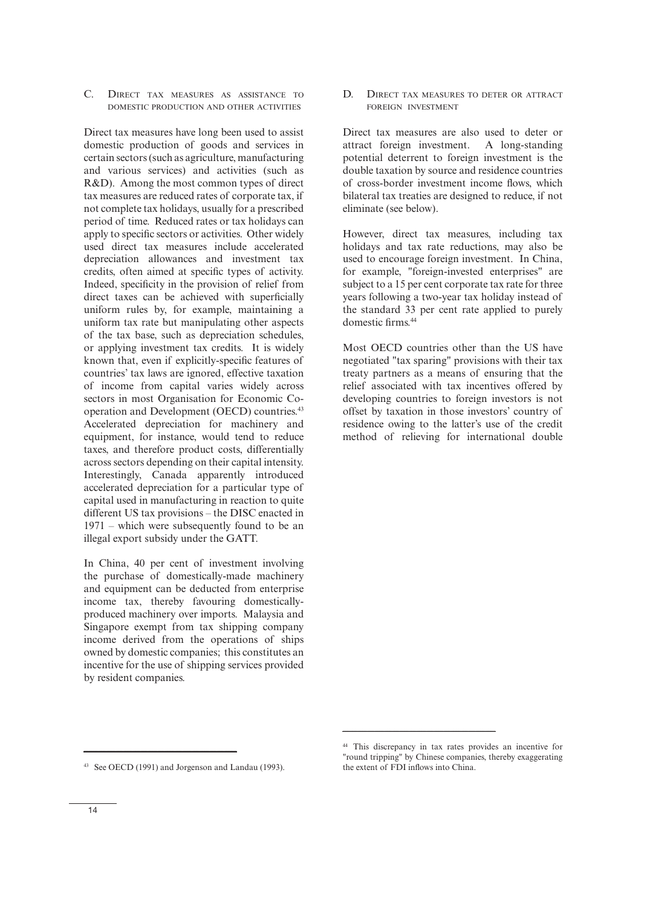## C. Direct tax measures as assistance to domestic production and other activities

Direct tax measures have long been used to assist domestic production of goods and services in certain sectors (such as agriculture, manufacturing and various services) and activities (such as R&D). Among the most common types of direct tax measures are reduced rates of corporate tax, if not complete tax holidays, usually for a prescribed period of time. Reduced rates or tax holidays can apply to specific sectors or activities. Other widely used direct tax measures include accelerated depreciation allowances and investment tax credits, often aimed at specific types of activity. Indeed, specificity in the provision of relief from direct taxes can be achieved with superficially uniform rules by, for example, maintaining a uniform tax rate but manipulating other aspects of the tax base, such as depreciation schedules, or applying investment tax credits. It is widely known that, even if explicitly-specific features of countries' tax laws are ignored, effective taxation of income from capital varies widely across sectors in most Organisation for Economic Co-operation and Development (OECD) countries.[43] Accelerated depreciation for machinery and equipment, for instance, would tend to reduce taxes, and therefore product costs, differentially across sectors depending on their capital intensity. Interestingly, Canada apparently introduced accelerated depreciation for a particular type of capital used in manufacturing in reaction to quite different US tax provisions – the DISC enacted in 1971 – which were subsequently found to be an illegal export subsidy under the GATT.

In China, 40 per cent of investment involving the purchase of domestically-made machinery and equipment can be deducted from enterprise income tax, thereby favouring domestically-produced machinery over imports. Malaysia and Singapore exempt from tax shipping company income derived from the operations of ships owned by domestic companies; this constitutes an incentive for the use of shipping services provided by resident companies.

## D. Direct tax measures to deter or attract foreign investment

Direct tax measures are also used to deter or attract foreign investment. A long-standing potential deterrent to foreign investment is the double taxation by source and residence countries of cross-border investment income flows, which bilateral tax treaties are designed to reduce, if not eliminate (see below).

However, direct tax measures, including tax holidays and tax rate reductions, may also be used to encourage foreign investment. In China, for example, "foreign-invested enterprises" are subject to a 15 per cent corporate tax rate for three years following a two-year tax holiday instead of the standard 33 per cent rate applied to purely domestic firms.[44]

Most OECD countries other than the US have negotiated "tax sparing" provisions with their tax treaty partners as a means of ensuring that the relief associated with tax incentives offered by developing countries to foreign investors is not offset by taxation in those investors' country of residence owing to the latter's use of the credit method of relieving for international double

---

[43] See OECD (1991) and Jorgenson and Landau (1993).

[44] This discrepancy in tax rates provides an incentive for "round tripping" by Chinese companies, thereby exaggerating the extent of FDI inflows into China.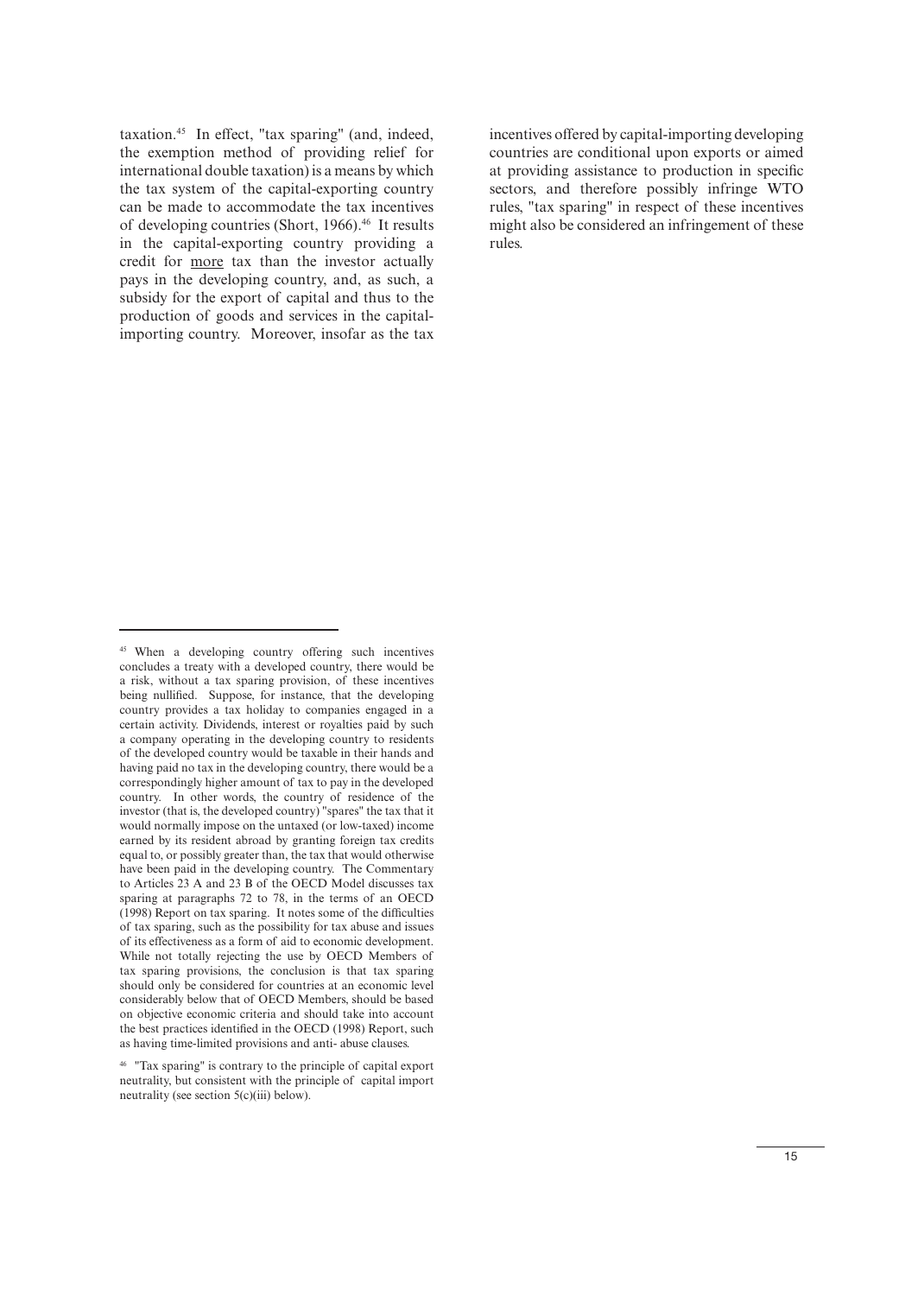taxation.[45] In effect, "tax sparing" (and, indeed, the exemption method of providing relief for international double taxation) is a means by which the tax system of the capital-exporting country can be made to accommodate the tax incentives of developing countries (Short, 1966).[46] It results in the capital-exporting country providing a credit for <u>more</u> tax than the investor actually pays in the developing country, and, as such, a subsidy for the export of capital and thus to the production of goods and services in the capital-importing country. Moreover, insofar as the tax incentives offered by capital-importing developing countries are conditional upon exports or aimed at providing assistance to production in specific sectors, and therefore possibly infringe WTO rules, "tax sparing" in respect of these incentives might also be considered an infringement of these rules.

---

[45] When a developing country offering such incentives concludes a treaty with a developed country, there would be a risk, without a tax sparing provision, of these incentives being nullified. Suppose, for instance, that the developing country provides a tax holiday to companies engaged in a certain activity. Dividends, interest or royalties paid by such a company operating in the developing country to residents of the developed country would be taxable in their hands and having paid no tax in the developing country, there would be a correspondingly higher amount of tax to pay in the developed country. In other words, the country of residence of the investor (that is, the developed country) "spares" the tax that it would normally impose on the untaxed (or low-taxed) income earned by its resident abroad by granting foreign tax credits equal to, or possibly greater than, the tax that would otherwise have been paid in the developing country. The Commentary to Articles 23 A and 23 B of the OECD Model discusses tax sparing at paragraphs 72 to 78, in the terms of an OECD (1998) Report on tax sparing. It notes some of the difficulties of tax sparing, such as the possibility for tax abuse and issues of its effectiveness as a form of aid to economic development. While not totally rejecting the use by OECD Members of tax sparing provisions, the conclusion is that tax sparing should only be considered for countries at an economic level considerably below that of OECD Members, should be based on objective economic criteria and should take into account the best practices identified in the OECD (1998) Report, such as having time-limited provisions and anti- abuse clauses.

[46] "Tax sparing" is contrary to the principle of capital export neutrality, but consistent with the principle of capital import neutrality (see section 5(c)(iii) below).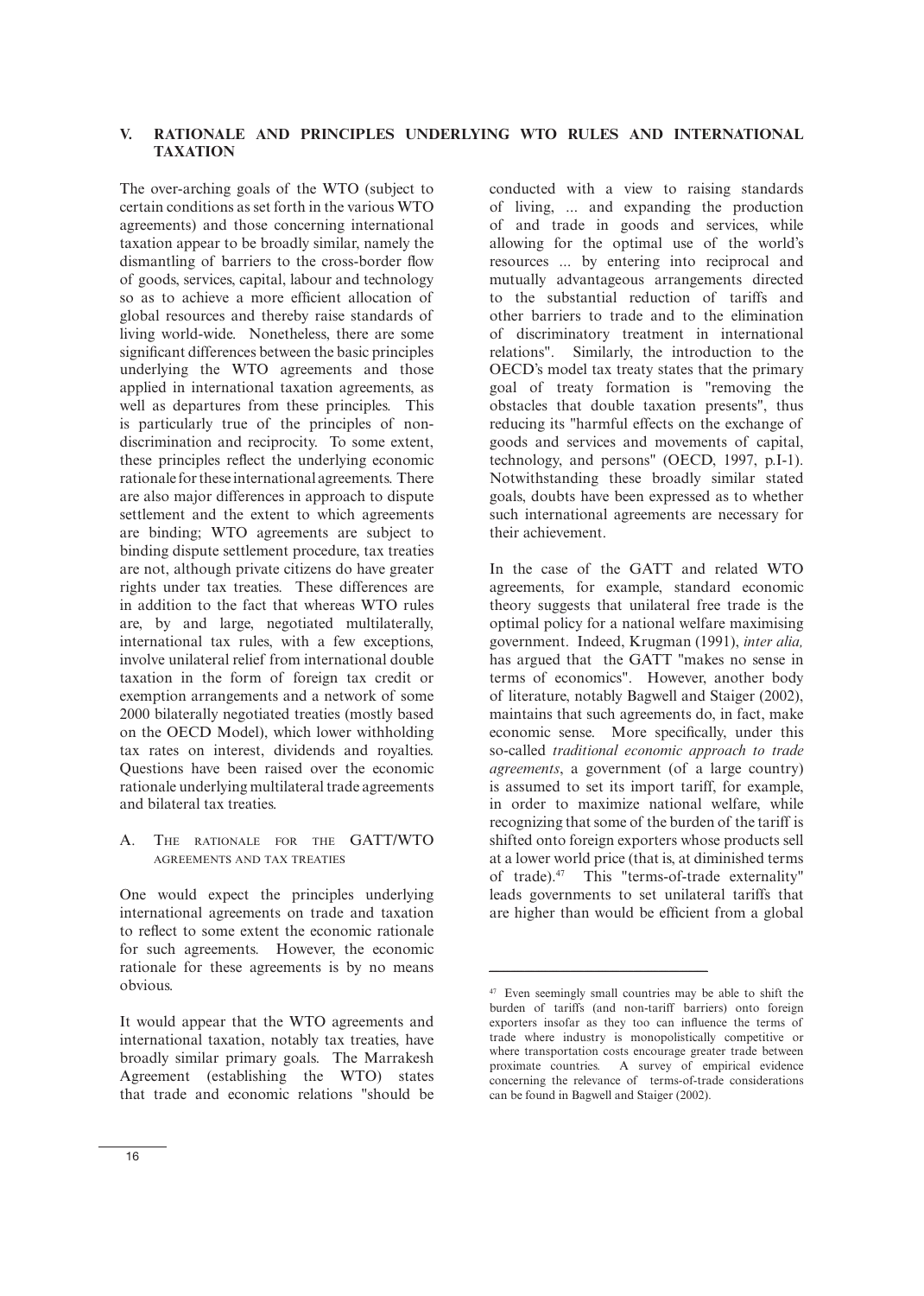## V. RATIONALE AND PRINCIPLES UNDERLYING WTO RULES AND INTERNATIONAL TAXATION

The over-arching goals of the WTO (subject to certain conditions as set forth in the various WTO agreements) and those concerning international taxation appear to be broadly similar, namely the dismantling of barriers to the cross-border flow of goods, services, capital, labour and technology so as to achieve a more efficient allocation of global resources and thereby raise standards of living world-wide. Nonetheless, there are some significant differences between the basic principles underlying the WTO agreements and those applied in international taxation agreements, as well as departures from these principles. This is particularly true of the principles of non-discrimination and reciprocity. To some extent, these principles reflect the underlying economic rationale for these international agreements. There are also major differences in approach to dispute settlement and the extent to which agreements are binding; WTO agreements are subject to binding dispute settlement procedure, tax treaties are not, although private citizens do have greater rights under tax treaties. These differences are in addition to the fact that whereas WTO rules are, by and large, negotiated multilaterally, international tax rules, with a few exceptions, involve unilateral relief from international double taxation in the form of foreign tax credit or exemption arrangements and a network of some 2000 bilaterally negotiated treaties (mostly based on the OECD Model), which lower withholding tax rates on interest, dividends and royalties. Questions have been raised over the economic rationale underlying multilateral trade agreements and bilateral tax treaties.

### A. The rationale for the GATT/WTO agreements and tax treaties

One would expect the principles underlying international agreements on trade and taxation to reflect to some extent the economic rationale for such agreements. However, the economic rationale for these agreements is by no means obvious.

It would appear that the WTO agreements and international taxation, notably tax treaties, have broadly similar primary goals. The Marrakesh Agreement (establishing the WTO) states that trade and economic relations "should be conducted with a view to raising standards of living, ... and expanding the production of and trade in goods and services, while allowing for the optimal use of the world's resources ... by entering into reciprocal and mutually advantageous arrangements directed to the substantial reduction of tariffs and other barriers to trade and to the elimination of discriminatory treatment in international relations". Similarly, the introduction to the OECD's model tax treaty states that the primary goal of treaty formation is "removing the obstacles that double taxation presents", thus reducing its "harmful effects on the exchange of goods and services and movements of capital, technology, and persons" (OECD, 1997, p.I-1). Notwithstanding these broadly similar stated goals, doubts have been expressed as to whether such international agreements are necessary for their achievement.

In the case of the GATT and related WTO agreements, for example, standard economic theory suggests that unilateral free trade is the optimal policy for a national welfare maximising government. Indeed, Krugman (1991), *inter alia,* has argued that the GATT "makes no sense in terms of economics". However, another body of literature, notably Bagwell and Staiger (2002), maintains that such agreements do, in fact, make economic sense. More specifically, under this so-called *traditional economic approach to trade agreements*, a government (of a large country) is assumed to set its import tariff, for example, in order to maximize national welfare, while recognizing that some of the burden of the tariff is shifted onto foreign exporters whose products sell at a lower world price (that is, at diminished terms of trade).[47] This "terms-of-trade externality" leads governments to set unilateral tariffs that are higher than would be efficient from a global

---

[47] Even seemingly small countries may be able to shift the burden of tariffs (and non-tariff barriers) onto foreign exporters insofar as they too can influence the terms of trade where industry is monopolistically competitive or where transportation costs encourage greater trade between proximate countries. A survey of empirical evidence concerning the relevance of terms-of-trade considerations can be found in Bagwell and Staiger (2002).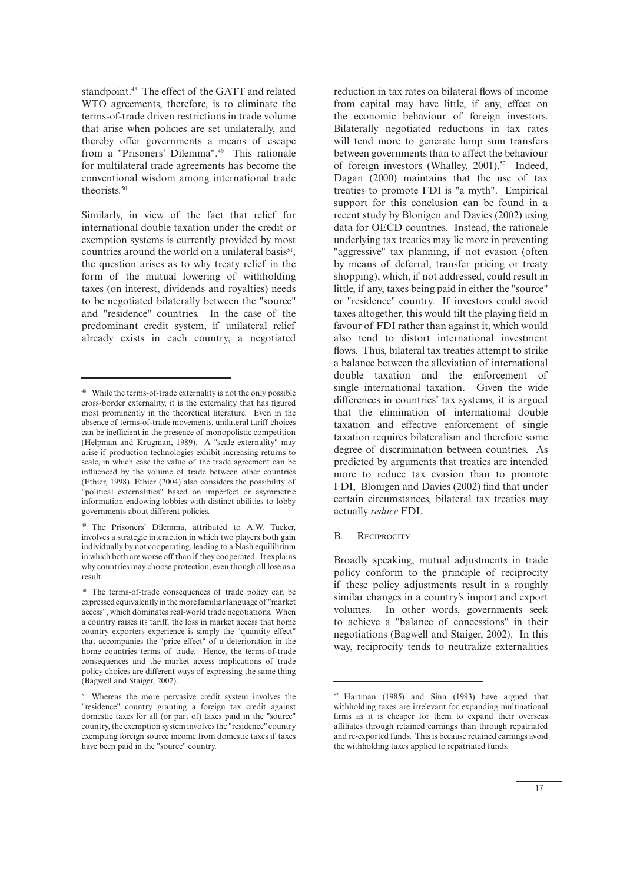standpoint.[48] The effect of the GATT and related WTO agreements, therefore, is to eliminate the terms-of-trade driven restrictions in trade volume that arise when policies are set unilaterally, and thereby offer governments a means of escape from a "Prisoners' Dilemma".[49] This rationale for multilateral trade agreements has become the conventional wisdom among international trade theorists.[50]

Similarly, in view of the fact that relief for international double taxation under the credit or exemption systems is currently provided by most countries around the world on a unilateral basis[51], the question arises as to why treaty relief in the form of the mutual lowering of withholding taxes (on interest, dividends and royalties) needs to be negotiated bilaterally between the "source" and "residence" countries. In the case of the predominant credit system, if unilateral relief already exists in each country, a negotiated reduction in tax rates on bilateral flows of income from capital may have little, if any, effect on the economic behaviour of foreign investors. Bilaterally negotiated reductions in tax rates will tend more to generate lump sum transfers between governments than to affect the behaviour of foreign investors (Whalley, 2001).[52] Indeed, Dagan (2000) maintains that the use of tax treaties to promote FDI is "a myth". Empirical support for this conclusion can be found in a recent study by Blonigen and Davies (2002) using data for OECD countries. Instead, the rationale underlying tax treaties may lie more in preventing "aggressive" tax planning, if not evasion (often by means of deferral, transfer pricing or treaty shopping), which, if not addressed, could result in little, if any, taxes being paid in either the "source" or "residence" country. If investors could avoid taxes altogether, this would tilt the playing field in favour of FDI rather than against it, which would also tend to distort international investment flows. Thus, bilateral tax treaties attempt to strike a balance between the alleviation of international double taxation and the enforcement of single international taxation. Given the wide differences in countries' tax systems, it is argued that the elimination of international double taxation and effective enforcement of single taxation requires bilateralism and therefore some degree of discrimination between countries. As predicted by arguments that treaties are intended more to reduce tax evasion than to promote FDI, Blonigen and Davies (2002) find that under certain circumstances, bilateral tax treaties may actually *reduce* FDI.

## B. Reciprocity

Broadly speaking, mutual adjustments in trade policy conform to the principle of reciprocity if these policy adjustments result in a roughly similar changes in a country's import and export volumes. In other words, governments seek to achieve a "balance of concessions" in their negotiations (Bagwell and Staiger, 2002). In this way, reciprocity tends to neutralize externalities

---

[48] While the terms-of-trade externality is not the only possible cross-border externality, it is the externality that has figured most prominently in the theoretical literature. Even in the absence of terms-of-trade movements, unilateral tariff choices can be inefficient in the presence of monopolistic competition (Helpman and Krugman, 1989). A "scale externality" may arise if production technologies exhibit increasing returns to scale, in which case the value of the trade agreement can be influenced by the volume of trade between other countries (Ethier, 1998). Ethier (2004) also considers the possibility of "political externalities" based on imperfect or asymmetric information endowing lobbies with distinct abilities to lobby governments about different policies.

[49] The Prisoners' Dilemma, attributed to A.W. Tucker, involves a strategic interaction in which two players both gain individually by not cooperating, leading to a Nash equilibrium in which both are worse off than if they cooperated. It explains why countries may choose protection, even though all lose as a result.

[50] The terms-of-trade consequences of trade policy can be expressed equivalently in the more familiar language of "market access", which dominates real-world trade negotiations. When a country raises its tariff, the loss in market access that home country exporters experience is simply the "quantity effect" that accompanies the "price effect" of a deterioration in the home countries terms of trade. Hence, the terms-of-trade consequences and the market access implications of trade policy choices are different ways of expressing the same thing (Bagwell and Staiger, 2002).

[51] Whereas the more pervasive credit system involves the "residence" country granting a foreign tax credit against domestic taxes for all (or part of) taxes paid in the "source" country, the exemption system involves the "residence" country exempting foreign source income from domestic taxes if taxes have been paid in the "source" country.

[52] Hartman (1985) and Sinn (1993) have argued that withholding taxes are irrelevant for expanding multinational firms as it is cheaper for them to expand their overseas affiliates through retained earnings than through repatriated and re-exported funds. This is because retained earnings avoid the withholding taxes applied to repatriated funds.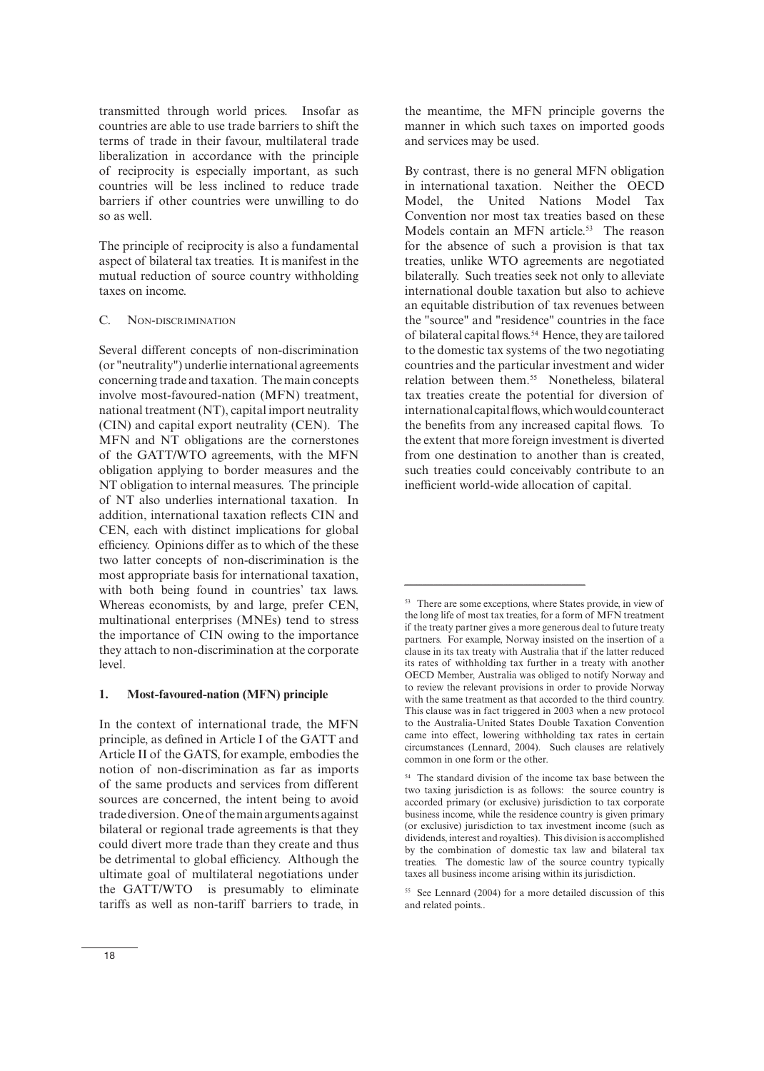transmitted through world prices. Insofar as countries are able to use trade barriers to shift the terms of trade in their favour, multilateral trade liberalization in accordance with the principle of reciprocity is especially important, as such countries will be less inclined to reduce trade barriers if other countries were unwilling to do so as well.

The principle of reciprocity is also a fundamental aspect of bilateral tax treaties. It is manifest in the mutual reduction of source country withholding taxes on income.

### C. Non-discrimination

Several different concepts of non-discrimination (or "neutrality") underlie international agreements concerning trade and taxation. The main concepts involve most-favoured-nation (MFN) treatment, national treatment (NT), capital import neutrality (CIN) and capital export neutrality (CEN). The MFN and NT obligations are the cornerstones of the GATT/WTO agreements, with the MFN obligation applying to border measures and the NT obligation to internal measures. The principle of NT also underlies international taxation. In addition, international taxation reflects CIN and CEN, each with distinct implications for global efficiency. Opinions differ as to which of the these two latter concepts of non-discrimination is the most appropriate basis for international taxation, with both being found in countries' tax laws. Whereas economists, by and large, prefer CEN, multinational enterprises (MNEs) tend to stress the importance of CIN owing to the importance they attach to non-discrimination at the corporate level.

#### 1. Most-favoured-nation (MFN) principle

In the context of international trade, the MFN principle, as defined in Article I of the GATT and Article II of the GATS, for example, embodies the notion of non-discrimination as far as imports of the same products and services from different sources are concerned, the intent being to avoid trade diversion. One of the main arguments against bilateral or regional trade agreements is that they could divert more trade than they create and thus be detrimental to global efficiency. Although the ultimate goal of multilateral negotiations under the GATT/WTO is presumably to eliminate tariffs as well as non-tariff barriers to trade, in the meantime, the MFN principle governs the manner in which such taxes on imported goods and services may be used.

By contrast, there is no general MFN obligation in international taxation. Neither the OECD Model, the United Nations Model Tax Convention nor most tax treaties based on these Models contain an MFN article.[53] The reason for the absence of such a provision is that tax treaties, unlike WTO agreements are negotiated bilaterally. Such treaties seek not only to alleviate international double taxation but also to achieve an equitable distribution of tax revenues between the "source" and "residence" countries in the face of bilateral capital flows.[54] Hence, they are tailored to the domestic tax systems of the two negotiating countries and the particular investment and wider relation between them.[55] Nonetheless, bilateral tax treaties create the potential for diversion of international capital flows, which would counteract the benefits from any increased capital flows. To the extent that more foreign investment is diverted from one destination to another than is created, such treaties could conceivably contribute to an inefficient world-wide allocation of capital.

---

[53] There are some exceptions, where States provide, in view of the long life of most tax treaties, for a form of MFN treatment if the treaty partner gives a more generous deal to future treaty partners. For example, Norway insisted on the insertion of a clause in its tax treaty with Australia that if the latter reduced its rates of withholding tax further in a treaty with another OECD Member, Australia was obliged to notify Norway and to review the relevant provisions in order to provide Norway with the same treatment as that accorded to the third country. This clause was in fact triggered in 2003 when a new protocol to the Australia-United States Double Taxation Convention came into effect, lowering withholding tax rates in certain circumstances (Lennard, 2004). Such clauses are relatively common in one form or the other.

[54] The standard division of the income tax base between the two taxing jurisdiction is as follows: the source country is accorded primary (or exclusive) jurisdiction to tax corporate business income, while the residence country is given primary (or exclusive) jurisdiction to tax investment income (such as dividends, interest and royalties). This division is accomplished by the combination of domestic tax law and bilateral tax treaties. The domestic law of the source country typically taxes all business income arising within its jurisdiction.

[55] See Lennard (2004) for a more detailed discussion of this and related points..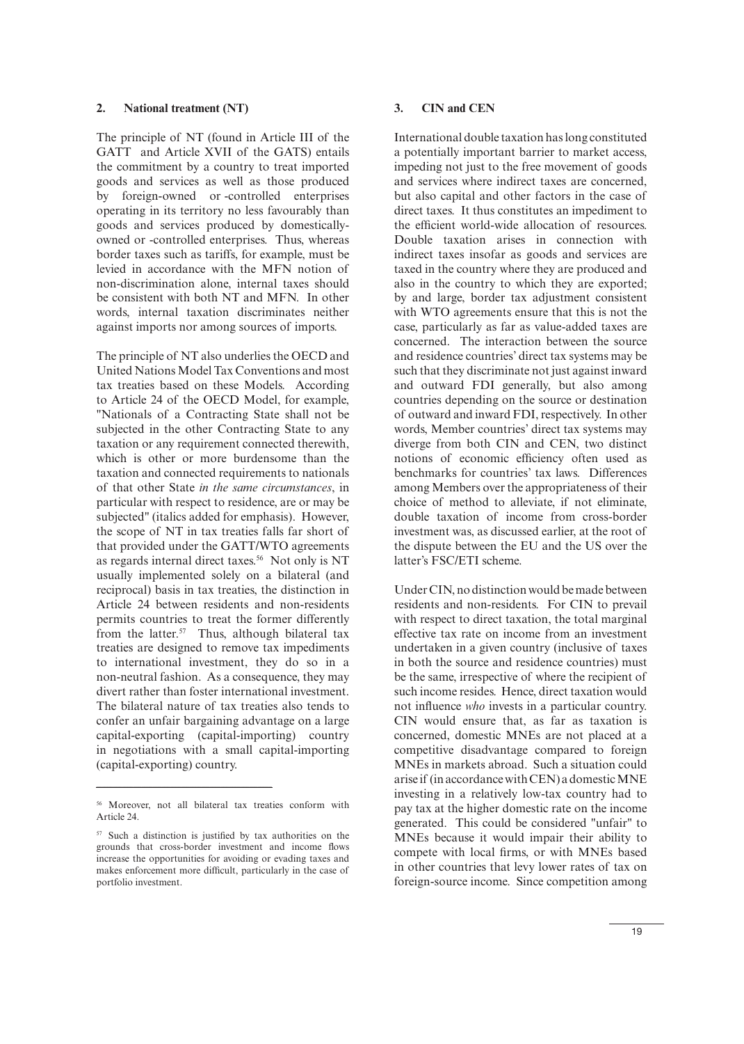## 2. National treatment (NT)

The principle of NT (found in Article III of the GATT and Article XVII of the GATS) entails the commitment by a country to treat imported goods and services as well as those produced by foreign-owned or -controlled enterprises operating in its territory no less favourably than goods and services produced by domestically-owned or -controlled enterprises. Thus, whereas border taxes such as tariffs, for example, must be levied in accordance with the MFN notion of non-discrimination alone, internal taxes should be consistent with both NT and MFN. In other words, internal taxation discriminates neither against imports nor among sources of imports.

The principle of NT also underlies the OECD and United Nations Model Tax Conventions and most tax treaties based on these Models. According to Article 24 of the OECD Model, for example, "Nationals of a Contracting State shall not be subjected in the other Contracting State to any taxation or any requirement connected therewith, which is other or more burdensome than the taxation and connected requirements to nationals of that other State *in the same circumstances*, in particular with respect to residence, are or may be subjected" (italics added for emphasis). However, the scope of NT in tax treaties falls far short of that provided under the GATT/WTO agreements as regards internal direct taxes.[56] Not only is NT usually implemented solely on a bilateral (and reciprocal) basis in tax treaties, the distinction in Article 24 between residents and non-residents permits countries to treat the former differently from the latter.[57] Thus, although bilateral tax treaties are designed to remove tax impediments to international investment, they do so in a non-neutral fashion. As a consequence, they may divert rather than foster international investment. The bilateral nature of tax treaties also tends to confer an unfair bargaining advantage on a large capital-exporting (capital-importing) country in negotiations with a small capital-importing (capital-exporting) country.

[56] Moreover, not all bilateral tax treaties conform with Article 24.

[57] Such a distinction is justified by tax authorities on the grounds that cross-border investment and income flows increase the opportunities for avoiding or evading taxes and makes enforcement more difficult, particularly in the case of portfolio investment.

## 3. CIN and CEN

International double taxation has long constituted a potentially important barrier to market access, impeding not just to the free movement of goods and services where indirect taxes are concerned, but also capital and other factors in the case of direct taxes. It thus constitutes an impediment to the efficient world-wide allocation of resources. Double taxation arises in connection with indirect taxes insofar as goods and services are taxed in the country where they are produced and also in the country to which they are exported; by and large, border tax adjustment consistent with WTO agreements ensure that this is not the case, particularly as far as value-added taxes are concerned. The interaction between the source and residence countries' direct tax systems may be such that they discriminate not just against inward and outward FDI generally, but also among countries depending on the source or destination of outward and inward FDI, respectively. In other words, Member countries' direct tax systems may diverge from both CIN and CEN, two distinct notions of economic efficiency often used as benchmarks for countries' tax laws. Differences among Members over the appropriateness of their choice of method to alleviate, if not eliminate, double taxation of income from cross-border investment was, as discussed earlier, at the root of the dispute between the EU and the US over the latter's FSC/ETI scheme.

Under CIN, no distinction would be made between residents and non-residents. For CIN to prevail with respect to direct taxation, the total marginal effective tax rate on income from an investment undertaken in a given country (inclusive of taxes in both the source and residence countries) must be the same, irrespective of where the recipient of such income resides. Hence, direct taxation would not influence *who* invests in a particular country. CIN would ensure that, as far as taxation is concerned, domestic MNEs are not placed at a competitive disadvantage compared to foreign MNEs in markets abroad. Such a situation could arise if (in accordance with CEN) a domestic MNE investing in a relatively low-tax country had to pay tax at the higher domestic rate on the income generated. This could be considered "unfair" to MNEs because it would impair their ability to compete with local firms, or with MNEs based in other countries that levy lower rates of tax on foreign-source income. Since competition among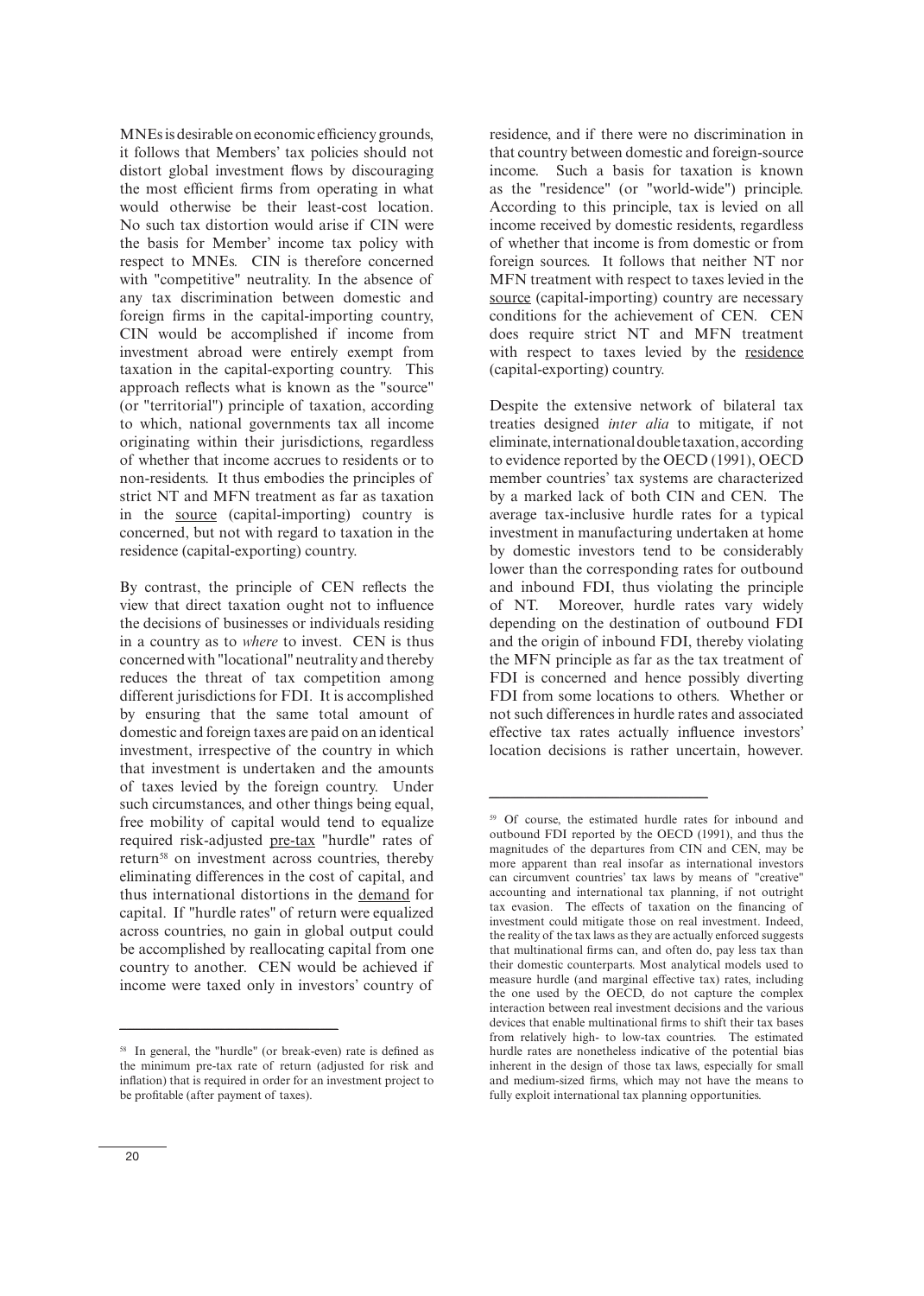MNEs is desirable on economic efficiency grounds, it follows that Members' tax policies should not distort global investment flows by discouraging the most efficient firms from operating in what would otherwise be their least-cost location. No such tax distortion would arise if CIN were the basis for Member' income tax policy with respect to MNEs. CIN is therefore concerned with "competitive" neutrality. In the absence of any tax discrimination between domestic and foreign firms in the capital-importing country, CIN would be accomplished if income from investment abroad were entirely exempt from taxation in the capital-exporting country. This approach reflects what is known as the "source" (or "territorial") principle of taxation, according to which, national governments tax all income originating within their jurisdictions, regardless of whether that income accrues to residents or to non-residents. It thus embodies the principles of strict NT and MFN treatment as far as taxation in the source (capital-importing) country is concerned, but not with regard to taxation in the residence (capital-exporting) country.

By contrast, the principle of CEN reflects the view that direct taxation ought not to influence the decisions of businesses or individuals residing in a country as to *where* to invest. CEN is thus concerned with "locational" neutrality and thereby reduces the threat of tax competition among different jurisdictions for FDI. It is accomplished by ensuring that the same total amount of domestic and foreign taxes are paid on an identical investment, irrespective of the country in which that investment is undertaken and the amounts of taxes levied by the foreign country. Under such circumstances, and other things being equal, free mobility of capital would tend to equalize required risk-adjusted pre-tax "hurdle" rates of return[58] on investment across countries, thereby eliminating differences in the cost of capital, and thus international distortions in the demand for capital. If "hurdle rates" of return were equalized across countries, no gain in global output could be accomplished by reallocating capital from one country to another. CEN would be achieved if income were taxed only in investors' country of residence, and if there were no discrimination in that country between domestic and foreign-source income. Such a basis for taxation is known as the "residence" (or "world-wide") principle. According to this principle, tax is levied on all income received by domestic residents, regardless of whether that income is from domestic or from foreign sources. It follows that neither NT nor MFN treatment with respect to taxes levied in the source (capital-importing) country are necessary conditions for the achievement of CEN. CEN does require strict NT and MFN treatment with respect to taxes levied by the residence (capital-exporting) country.

Despite the extensive network of bilateral tax treaties designed *inter alia* to mitigate, if not eliminate, international double taxation, according to evidence reported by the OECD (1991), OECD member countries' tax systems are characterized by a marked lack of both CIN and CEN. The average tax-inclusive hurdle rates for a typical investment in manufacturing undertaken at home by domestic investors tend to be considerably lower than the corresponding rates for outbound and inbound FDI, thus violating the principle of NT. Moreover, hurdle rates vary widely depending on the destination of outbound FDI and the origin of inbound FDI, thereby violating the MFN principle as far as the tax treatment of FDI is concerned and hence possibly diverting FDI from some locations to others. Whether or not such differences in hurdle rates and associated effective tax rates actually influence investors' location decisions is rather uncertain, however.

[58] In general, the "hurdle" (or break-even) rate is defined as the minimum pre-tax rate of return (adjusted for risk and inflation) that is required in order for an investment project to be profitable (after payment of taxes).

[59] Of course, the estimated hurdle rates for inbound and outbound FDI reported by the OECD (1991), and thus the magnitudes of the departures from CIN and CEN, may be more apparent than real insofar as international investors can circumvent countries' tax laws by means of "creative" accounting and international tax planning, if not outright tax evasion. The effects of taxation on the financing of investment could mitigate those on real investment. Indeed, the reality of the tax laws as they are actually enforced suggests that multinational firms can, and often do, pay less tax than their domestic counterparts. Most analytical models used to measure hurdle (and marginal effective tax) rates, including the one used by the OECD, do not capture the complex interaction between real investment decisions and the various devices that enable multinational firms to shift their tax bases from relatively high- to low-tax countries. The estimated hurdle rates are nonetheless indicative of the potential bias inherent in the design of those tax laws, especially for small and medium-sized firms, which may not have the means to fully exploit international tax planning opportunities.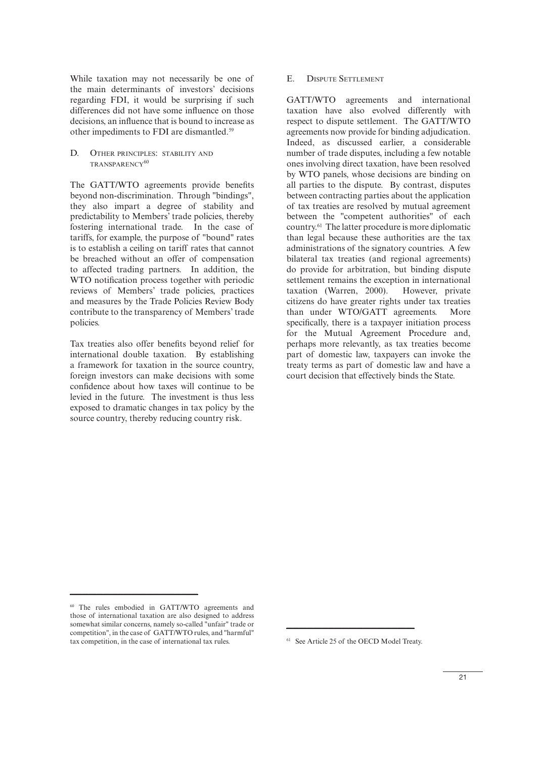While taxation may not necessarily be one of the main determinants of investors' decisions regarding FDI, it would be surprising if such differences did not have some influence on those decisions, an influence that is bound to increase as other impediments to FDI are dismantled.[59]

### D. Other principles: stability and transparency[60]

The GATT/WTO agreements provide benefits beyond non-discrimination. Through "bindings", they also impart a degree of stability and predictability to Members' trade policies, thereby fostering international trade. In the case of tariffs, for example, the purpose of "bound" rates is to establish a ceiling on tariff rates that cannot be breached without an offer of compensation to affected trading partners. In addition, the WTO notification process together with periodic reviews of Members' trade policies, practices and measures by the Trade Policies Review Body contribute to the transparency of Members' trade policies.

Tax treaties also offer benefits beyond relief for international double taxation. By establishing a framework for taxation in the source country, foreign investors can make decisions with some confidence about how taxes will continue to be levied in the future. The investment is thus less exposed to dramatic changes in tax policy by the source country, thereby reducing country risk.

### E. Dispute Settlement

GATT/WTO agreements and international taxation have also evolved differently with respect to dispute settlement. The GATT/WTO agreements now provide for binding adjudication. Indeed, as discussed earlier, a considerable number of trade disputes, including a few notable ones involving direct taxation, have been resolved by WTO panels, whose decisions are binding on all parties to the dispute. By contrast, disputes between contracting parties about the application of tax treaties are resolved by mutual agreement between the "competent authorities" of each country.[61] The latter procedure is more diplomatic than legal because these authorities are the tax administrations of the signatory countries. A few bilateral tax treaties (and regional agreements) do provide for arbitration, but binding dispute settlement remains the exception in international taxation (Warren, 2000). However, private citizens do have greater rights under tax treaties than under WTO/GATT agreements. More specifically, there is a taxpayer initiation process for the Mutual Agreement Procedure and, perhaps more relevantly, as tax treaties become part of domestic law, taxpayers can invoke the treaty terms as part of domestic law and have a court decision that effectively binds the State.

---

[60] The rules embodied in GATT/WTO agreements and those of international taxation are also designed to address somewhat similar concerns, namely so-called "unfair" trade or competition", in the case of GATT/WTO rules, and "harmful" tax competition, in the case of international tax rules.

[61] See Article 25 of the OECD Model Treaty.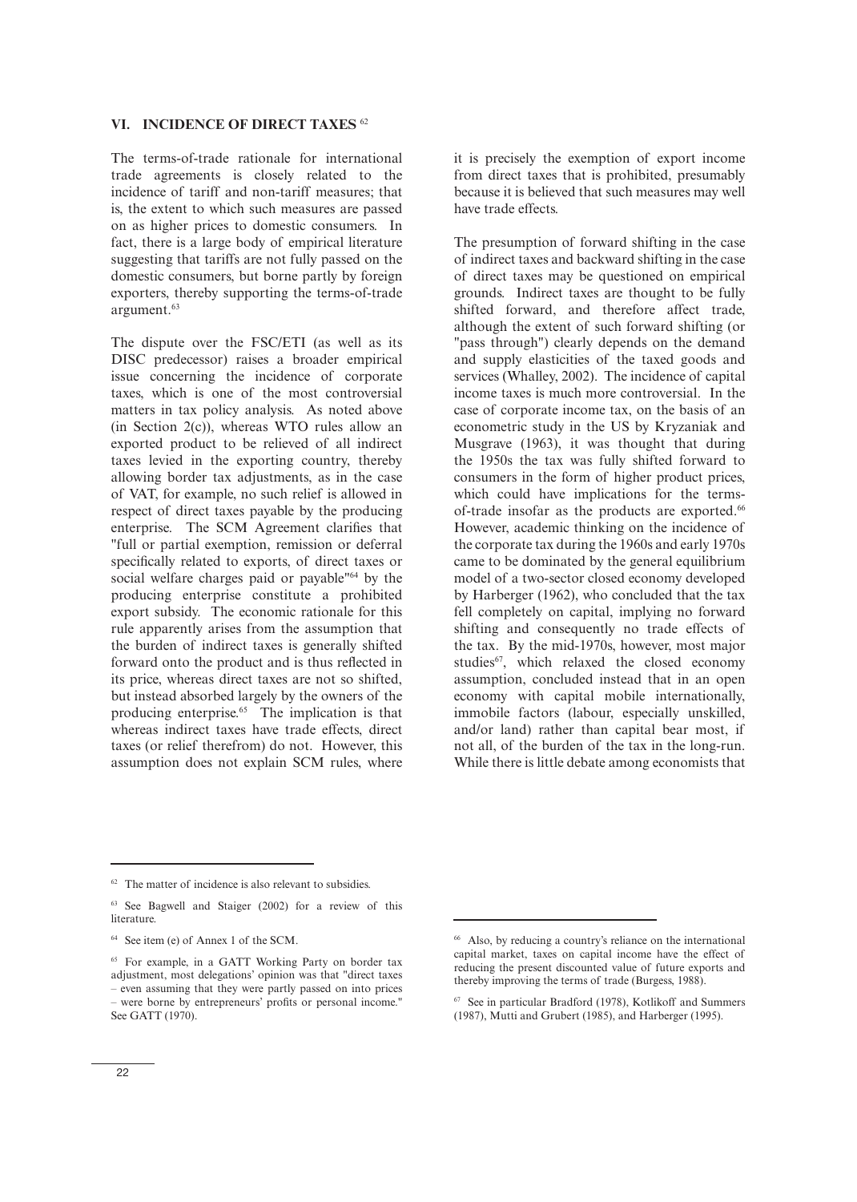## VI. INCIDENCE OF DIRECT TAXES [62]

The terms-of-trade rationale for international trade agreements is closely related to the incidence of tariff and non-tariff measures; that is, the extent to which such measures are passed on as higher prices to domestic consumers. In fact, there is a large body of empirical literature suggesting that tariffs are not fully passed on the domestic consumers, but borne partly by foreign exporters, thereby supporting the terms-of-trade argument.[63]

The dispute over the FSC/ETI (as well as its DISC predecessor) raises a broader empirical issue concerning the incidence of corporate taxes, which is one of the most controversial matters in tax policy analysis. As noted above (in Section 2(c)), whereas WTO rules allow an exported product to be relieved of all indirect taxes levied in the exporting country, thereby allowing border tax adjustments, as in the case of VAT, for example, no such relief is allowed in respect of direct taxes payable by the producing enterprise. The SCM Agreement clarifies that "full or partial exemption, remission or deferral specifically related to exports, of direct taxes or social welfare charges paid or payable"[64] by the producing enterprise constitute a prohibited export subsidy. The economic rationale for this rule apparently arises from the assumption that the burden of indirect taxes is generally shifted forward onto the product and is thus reflected in its price, whereas direct taxes are not so shifted, but instead absorbed largely by the owners of the producing enterprise.[65] The implication is that whereas indirect taxes have trade effects, direct taxes (or relief therefrom) do not. However, this assumption does not explain SCM rules, where it is precisely the exemption of export income from direct taxes that is prohibited, presumably because it is believed that such measures may well have trade effects.

The presumption of forward shifting in the case of indirect taxes and backward shifting in the case of direct taxes may be questioned on empirical grounds. Indirect taxes are thought to be fully shifted forward, and therefore affect trade, although the extent of such forward shifting (or "pass through") clearly depends on the demand and supply elasticities of the taxed goods and services (Whalley, 2002). The incidence of capital income taxes is much more controversial. In the case of corporate income tax, on the basis of an econometric study in the US by Kryzaniak and Musgrave (1963), it was thought that during the 1950s the tax was fully shifted forward to consumers in the form of higher product prices, which could have implications for the terms-of-trade insofar as the products are exported.[66] However, academic thinking on the incidence of the corporate tax during the 1960s and early 1970s came to be dominated by the general equilibrium model of a two-sector closed economy developed by Harberger (1962), who concluded that the tax fell completely on capital, implying no forward shifting and consequently no trade effects of the tax. By the mid-1970s, however, most major studies[67], which relaxed the closed economy assumption, concluded instead that in an open economy with capital mobile internationally, immobile factors (labour, especially unskilled, and/or land) rather than capital bear most, if not all, of the burden of the tax in the long-run. While there is little debate among economists that

---

[62] The matter of incidence is also relevant to subsidies.

[63] See Bagwell and Staiger (2002) for a review of this literature.

[64] See item (e) of Annex 1 of the SCM.

[65] For example, in a GATT Working Party on border tax adjustment, most delegations' opinion was that "direct taxes – even assuming that they were partly passed on into prices – were borne by entrepreneurs' profits or personal income." See GATT (1970).

[66] Also, by reducing a country's reliance on the international capital market, taxes on capital income have the effect of reducing the present discounted value of future exports and thereby improving the terms of trade (Burgess, 1988).

[67] See in particular Bradford (1978), Kotlikoff and Summers (1987), Mutti and Grubert (1985), and Harberger (1995).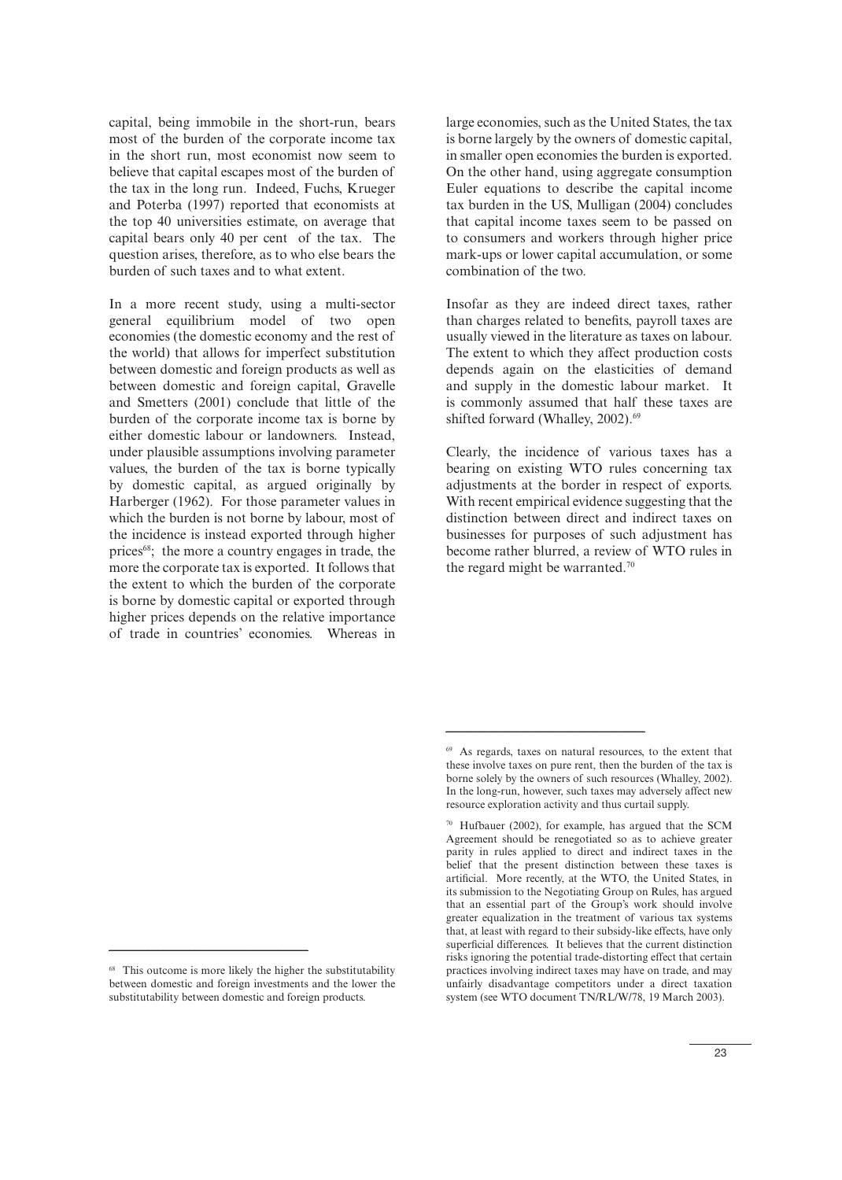capital, being immobile in the short-run, bears most of the burden of the corporate income tax in the short run, most economist now seem to believe that capital escapes most of the burden of the tax in the long run. Indeed, Fuchs, Krueger and Poterba (1997) reported that economists at the top 40 universities estimate, on average that capital bears only 40 per cent of the tax. The question arises, therefore, as to who else bears the burden of such taxes and to what extent.

In a more recent study, using a multi-sector general equilibrium model of two open economies (the domestic economy and the rest of the world) that allows for imperfect substitution between domestic and foreign products as well as between domestic and foreign capital, Gravelle and Smetters (2001) conclude that little of the burden of the corporate income tax is borne by either domestic labour or landowners. Instead, under plausible assumptions involving parameter values, the burden of the tax is borne typically by domestic capital, as argued originally by Harberger (1962). For those parameter values in which the burden is not borne by labour, most of the incidence is instead exported through higher prices[68]; the more a country engages in trade, the more the corporate tax is exported. It follows that the extent to which the burden of the corporate is borne by domestic capital or exported through higher prices depends on the relative importance of trade in countries' economies. Whereas in large economies, such as the United States, the tax is borne largely by the owners of domestic capital, in smaller open economies the burden is exported. On the other hand, using aggregate consumption Euler equations to describe the capital income tax burden in the US, Mulligan (2004) concludes that capital income taxes seem to be passed on to consumers and workers through higher price mark-ups or lower capital accumulation, or some combination of the two.

Insofar as they are indeed direct taxes, rather than charges related to benefits, payroll taxes are usually viewed in the literature as taxes on labour. The extent to which they affect production costs depends again on the elasticities of demand and supply in the domestic labour market. It is commonly assumed that half these taxes are shifted forward (Whalley, 2002).[69]

Clearly, the incidence of various taxes has a bearing on existing WTO rules concerning tax adjustments at the border in respect of exports. With recent empirical evidence suggesting that the distinction between direct and indirect taxes on businesses for purposes of such adjustment has become rather blurred, a review of WTO rules in the regard might be warranted.[70]

---

[68] This outcome is more likely the higher the substitutability between domestic and foreign investments and the lower the substitutability between domestic and foreign products.

[69] As regards, taxes on natural resources, to the extent that these involve taxes on pure rent, then the burden of the tax is borne solely by the owners of such resources (Whalley, 2002). In the long-run, however, such taxes may adversely affect new resource exploration activity and thus curtail supply.

[70] Hufbauer (2002), for example, has argued that the SCM Agreement should be renegotiated so as to achieve greater parity in rules applied to direct and indirect taxes in the belief that the present distinction between these taxes is artificial. More recently, at the WTO, the United States, in its submission to the Negotiating Group on Rules, has argued that an essential part of the Group's work should involve greater equalization in the treatment of various tax systems that, at least with regard to their subsidy-like effects, have only superficial differences. It believes that the current distinction risks ignoring the potential trade-distorting effect that certain practices involving indirect taxes may have on trade, and may unfairly disadvantage competitors under a direct taxation system (see WTO document TN/RL/W/78, 19 March 2003).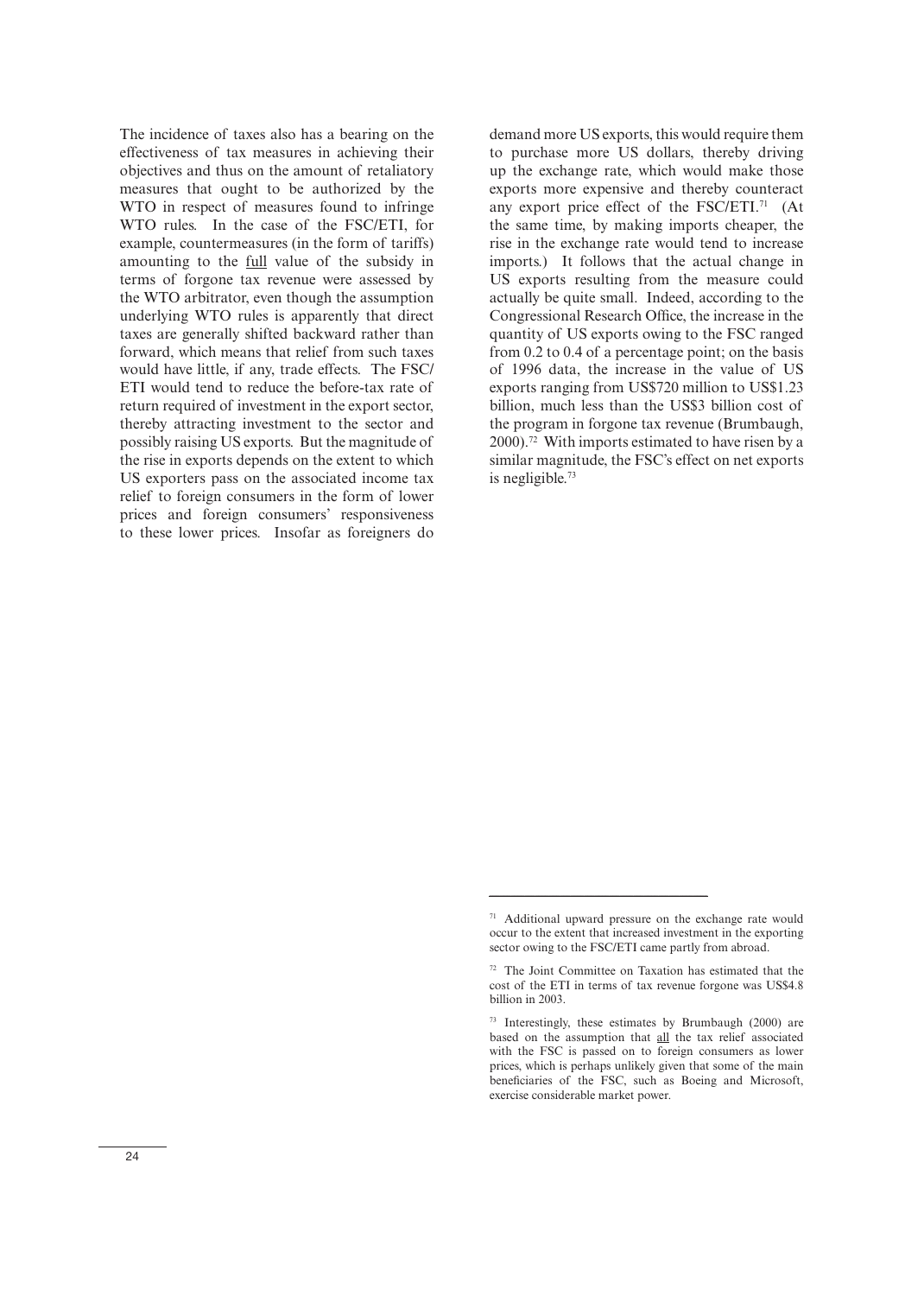The incidence of taxes also has a bearing on the effectiveness of tax measures in achieving their objectives and thus on the amount of retaliatory measures that ought to be authorized by the WTO in respect of measures found to infringe WTO rules. In the case of the FSC/ETI, for example, countermeasures (in the form of tariffs) amounting to the full value of the subsidy in terms of forgone tax revenue were assessed by the WTO arbitrator, even though the assumption underlying WTO rules is apparently that direct taxes are generally shifted backward rather than forward, which means that relief from such taxes would have little, if any, trade effects. The FSC/ETI would tend to reduce the before-tax rate of return required of investment in the export sector, thereby attracting investment to the sector and possibly raising US exports. But the magnitude of the rise in exports depends on the extent to which US exporters pass on the associated income tax relief to foreign consumers in the form of lower prices and foreign consumers' responsiveness to these lower prices. Insofar as foreigners do demand more US exports, this would require them to purchase more US dollars, thereby driving up the exchange rate, which would make those exports more expensive and thereby counteract any export price effect of the FSC/ETI.[71] (At the same time, by making imports cheaper, the rise in the exchange rate would tend to increase imports.) It follows that the actual change in US exports resulting from the measure could actually be quite small. Indeed, according to the Congressional Research Office, the increase in the quantity of US exports owing to the FSC ranged from 0.2 to 0.4 of a percentage point; on the basis of 1996 data, the increase in the value of US exports ranging from US$720 million to US$1.23 billion, much less than the US$3 billion cost of the program in forgone tax revenue (Brumbaugh, 2000).[72] With imports estimated to have risen by a similar magnitude, the FSC's effect on net exports is negligible.[73]

---

[71] Additional upward pressure on the exchange rate would occur to the extent that increased investment in the exporting sector owing to the FSC/ETI came partly from abroad.

[72] The Joint Committee on Taxation has estimated that the cost of the ETI in terms of tax revenue forgone was US$4.8 billion in 2003.

[73] Interestingly, these estimates by Brumbaugh (2000) are based on the assumption that all the tax relief associated with the FSC is passed on to foreign consumers as lower prices, which is perhaps unlikely given that some of the main beneficiaries of the FSC, such as Boeing and Microsoft, exercise considerable market power.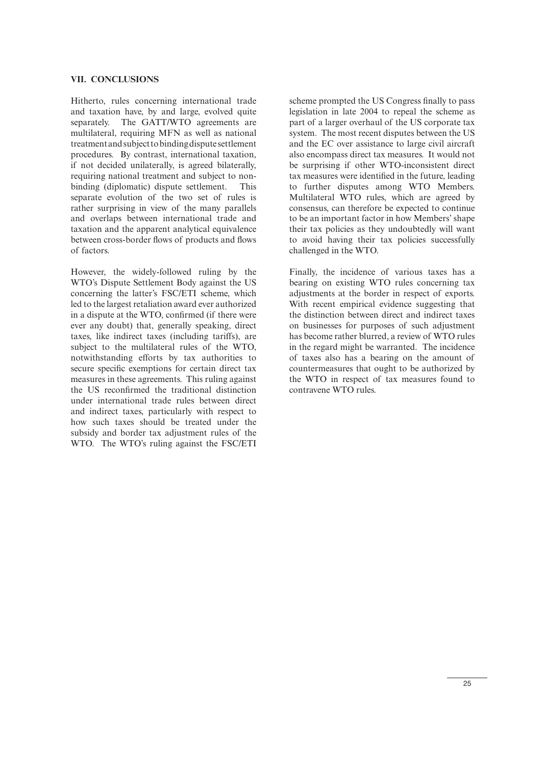## VII. CONCLUSIONS

Hitherto, rules concerning international trade and taxation have, by and large, evolved quite separately. The GATT/WTO agreements are multilateral, requiring MFN as well as national treatment and subject to binding dispute settlement procedures. By contrast, international taxation, if not decided unilaterally, is agreed bilaterally, requiring national treatment and subject to non-binding (diplomatic) dispute settlement. This separate evolution of the two set of rules is rather surprising in view of the many parallels and overlaps between international trade and taxation and the apparent analytical equivalence between cross-border flows of products and flows of factors.

However, the widely-followed ruling by the WTO's Dispute Settlement Body against the US concerning the latter's FSC/ETI scheme, which led to the largest retaliation award ever authorized in a dispute at the WTO, confirmed (if there were ever any doubt) that, generally speaking, direct taxes, like indirect taxes (including tariffs), are subject to the multilateral rules of the WTO, notwithstanding efforts by tax authorities to secure specific exemptions for certain direct tax measures in these agreements. This ruling against the US reconfirmed the traditional distinction under international trade rules between direct and indirect taxes, particularly with respect to how such taxes should be treated under the subsidy and border tax adjustment rules of the WTO. The WTO's ruling against the FSC/ETI scheme prompted the US Congress finally to pass legislation in late 2004 to repeal the scheme as part of a larger overhaul of the US corporate tax system. The most recent disputes between the US and the EC over assistance to large civil aircraft also encompass direct tax measures. It would not be surprising if other WTO-inconsistent direct tax measures were identified in the future, leading to further disputes among WTO Members. Multilateral WTO rules, which are agreed by consensus, can therefore be expected to continue to be an important factor in how Members' shape their tax policies as they undoubtedly will want to avoid having their tax policies successfully challenged in the WTO.

Finally, the incidence of various taxes has a bearing on existing WTO rules concerning tax adjustments at the border in respect of exports. With recent empirical evidence suggesting that the distinction between direct and indirect taxes on businesses for purposes of such adjustment has become rather blurred, a review of WTO rules in the regard might be warranted. The incidence of taxes also has a bearing on the amount of countermeasures that ought to be authorized by the WTO in respect of tax measures found to contravene WTO rules.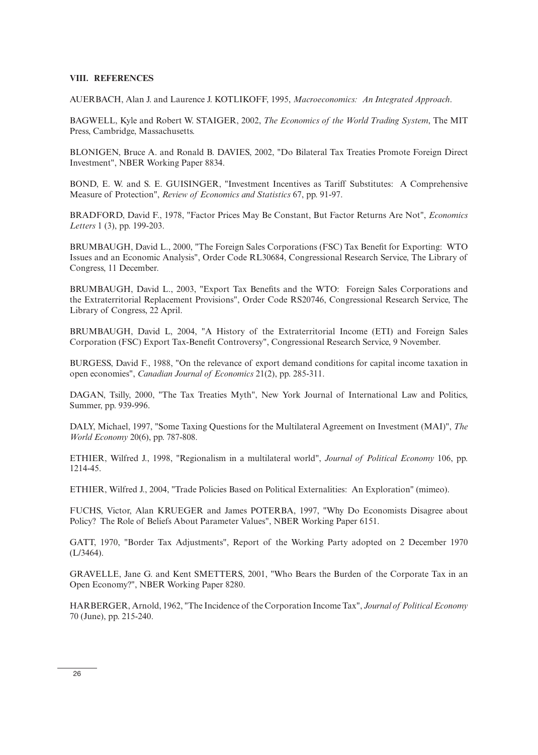## VIII. REFERENCES

AUERBACH, Alan J. and Laurence J. KOTLIKOFF, 1995, *Macroeconomics: An Integrated Approach*.

BAGWELL, Kyle and Robert W. STAIGER, 2002, *The Economics of the World Trading System*, The MIT Press, Cambridge, Massachusetts.

BLONIGEN, Bruce A. and Ronald B. DAVIES, 2002, "Do Bilateral Tax Treaties Promote Foreign Direct Investment", NBER Working Paper 8834.

BOND, E. W. and S. E. GUISINGER, "Investment Incentives as Tariff Substitutes: A Comprehensive Measure of Protection", *Review of Economics and Statistics* 67, pp. 91-97.

BRADFORD, David F., 1978, "Factor Prices May Be Constant, But Factor Returns Are Not", *Economics Letters* 1 (3), pp. 199-203.

BRUMBAUGH, David L., 2000, "The Foreign Sales Corporations (FSC) Tax Benefit for Exporting: WTO Issues and an Economic Analysis", Order Code RL30684, Congressional Research Service, The Library of Congress, 11 December.

BRUMBAUGH, David L., 2003, "Export Tax Benefits and the WTO: Foreign Sales Corporations and the Extraterritorial Replacement Provisions", Order Code RS20746, Congressional Research Service, The Library of Congress, 22 April.

BRUMBAUGH, David L, 2004, "A History of the Extraterritorial Income (ETI) and Foreign Sales Corporation (FSC) Export Tax-Benefit Controversy", Congressional Research Service, 9 November.

BURGESS, David F., 1988, "On the relevance of export demand conditions for capital income taxation in open economies", *Canadian Journal of Economics* 21(2), pp. 285-311.

DAGAN, Tsilly, 2000, "The Tax Treaties Myth", New York Journal of International Law and Politics, Summer, pp. 939-996.

DALY, Michael, 1997, "Some Taxing Questions for the Multilateral Agreement on Investment (MAI)", *The World Economy* 20(6), pp. 787-808.

ETHIER, Wilfred J., 1998, "Regionalism in a multilateral world", *Journal of Political Economy* 106, pp. 1214-45.

ETHIER, Wilfred J., 2004, "Trade Policies Based on Political Externalities: An Exploration" (mimeo).

FUCHS, Victor, Alan KRUEGER and James POTERBA, 1997, "Why Do Economists Disagree about Policy? The Role of Beliefs About Parameter Values", NBER Working Paper 6151.

GATT, 1970, "Border Tax Adjustments", Report of the Working Party adopted on 2 December 1970 (L/3464).

GRAVELLE, Jane G. and Kent SMETTERS, 2001, "Who Bears the Burden of the Corporate Tax in an Open Economy?", NBER Working Paper 8280.

HARBERGER, Arnold, 1962, "The Incidence of the Corporation Income Tax", *Journal of Political Economy* 70 (June), pp. 215-240.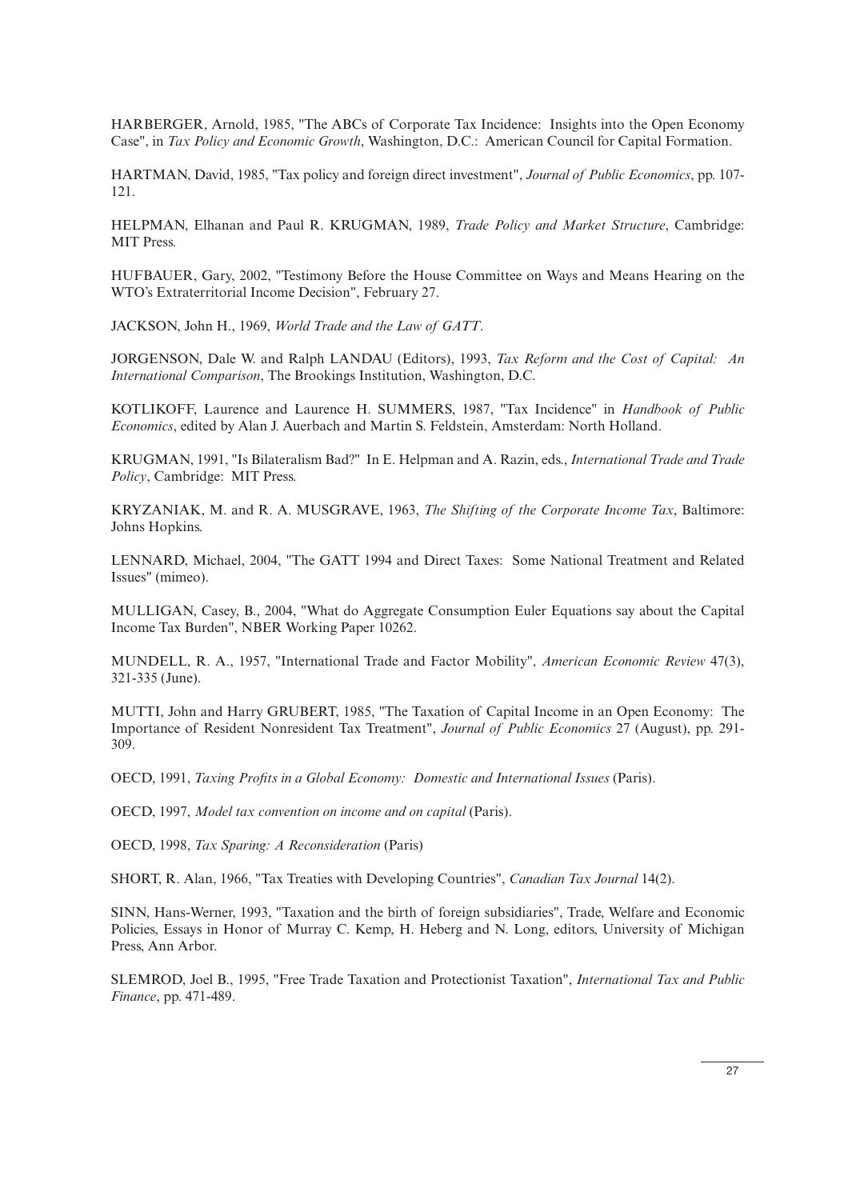HARBERGER, Arnold, 1985, "The ABCs of Corporate Tax Incidence: Insights into the Open Economy Case", in *Tax Policy and Economic Growth*, Washington, D.C.: American Council for Capital Formation.

HARTMAN, David, 1985, "Tax policy and foreign direct investment", *Journal of Public Economics*, pp. 107-121.

HELPMAN, Elhanan and Paul R. KRUGMAN, 1989, *Trade Policy and Market Structure*, Cambridge: MIT Press.

HUFBAUER, Gary, 2002, "Testimony Before the House Committee on Ways and Means Hearing on the WTO's Extraterritorial Income Decision", February 27.

JACKSON, John H., 1969, *World Trade and the Law of GATT*.

JORGENSON, Dale W. and Ralph LANDAU (Editors), 1993, *Tax Reform and the Cost of Capital: An International Comparison*, The Brookings Institution, Washington, D.C.

KOTLIKOFF, Laurence and Laurence H. SUMMERS, 1987, "Tax Incidence" in *Handbook of Public Economics*, edited by Alan J. Auerbach and Martin S. Feldstein, Amsterdam: North Holland.

KRUGMAN, 1991, "Is Bilateralism Bad?" In E. Helpman and A. Razin, eds., *International Trade and Trade Policy*, Cambridge: MIT Press.

KRYZANIAK, M. and R. A. MUSGRAVE, 1963, *The Shifting of the Corporate Income Tax*, Baltimore: Johns Hopkins.

LENNARD, Michael, 2004, "The GATT 1994 and Direct Taxes: Some National Treatment and Related Issues" (mimeo).

MULLIGAN, Casey, B., 2004, "What do Aggregate Consumption Euler Equations say about the Capital Income Tax Burden", NBER Working Paper 10262.

MUNDELL, R. A., 1957, "International Trade and Factor Mobility", *American Economic Review* 47(3), 321-335 (June).

MUTTI, John and Harry GRUBERT, 1985, "The Taxation of Capital Income in an Open Economy: The Importance of Resident Nonresident Tax Treatment", *Journal of Public Economics* 27 (August), pp. 291-309.

OECD, 1991, *Taxing Profits in a Global Economy: Domestic and International Issues* (Paris).

OECD, 1997, *Model tax convention on income and on capital* (Paris).

OECD, 1998, *Tax Sparing: A Reconsideration* (Paris)

SHORT, R. Alan, 1966, "Tax Treaties with Developing Countries", *Canadian Tax Journal* 14(2).

SINN, Hans-Werner, 1993, "Taxation and the birth of foreign subsidiaries", Trade, Welfare and Economic Policies, Essays in Honor of Murray C. Kemp, H. Heberg and N. Long, editors, University of Michigan Press, Ann Arbor.

SLEMROD, Joel B., 1995, "Free Trade Taxation and Protectionist Taxation", *International Tax and Public Finance*, pp. 471-489.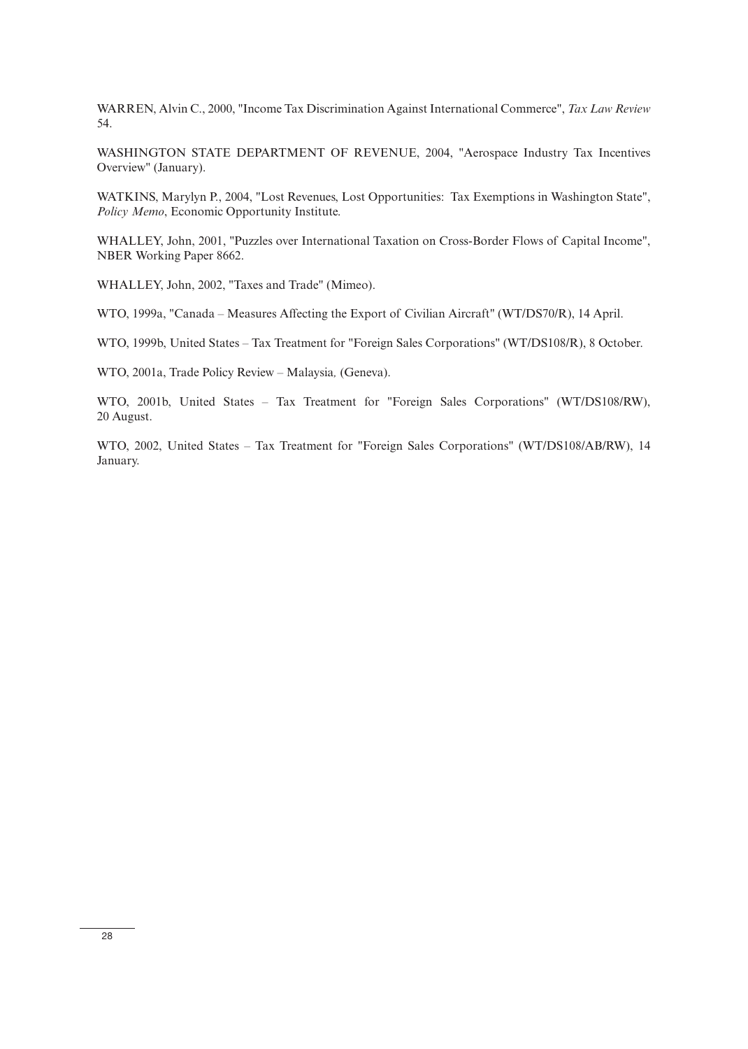WARREN, Alvin C., 2000, "Income Tax Discrimination Against International Commerce", *Tax Law Review* 54.

WASHINGTON STATE DEPARTMENT OF REVENUE, 2004, "Aerospace Industry Tax Incentives Overview" (January).

WATKINS, Marylyn P., 2004, "Lost Revenues, Lost Opportunities: Tax Exemptions in Washington State", *Policy Memo*, Economic Opportunity Institute.

WHALLEY, John, 2001, "Puzzles over International Taxation on Cross-Border Flows of Capital Income", NBER Working Paper 8662.

WHALLEY, John, 2002, "Taxes and Trade" (Mimeo).

WTO, 1999a, "Canada – Measures Affecting the Export of Civilian Aircraft" (WT/DS70/R), 14 April.

WTO, 1999b, United States – Tax Treatment for "Foreign Sales Corporations" (WT/DS108/R), 8 October.

WTO, 2001a, Trade Policy Review – Malaysia*,* (Geneva).

WTO, 2001b, United States – Tax Treatment for "Foreign Sales Corporations" (WT/DS108/RW), 20 August.

WTO, 2002, United States – Tax Treatment for "Foreign Sales Corporations" (WT/DS108/AB/RW), 14 January.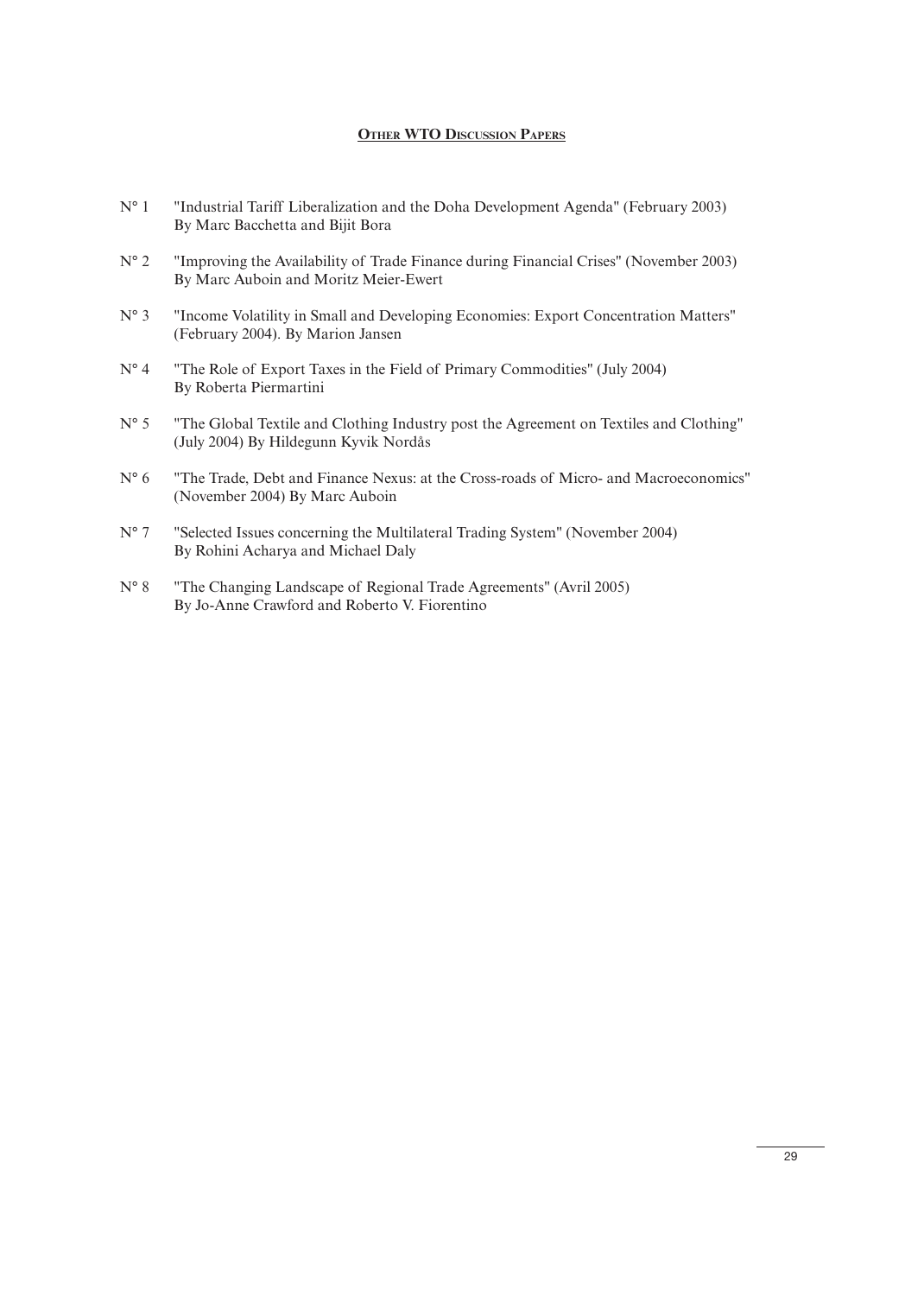## OTHER WTO DISCUSSION PAPERS

N° 1 "Industrial Tariff Liberalization and the Doha Development Agenda" (February 2003)
By Marc Bacchetta and Bijit Bora

N° 2 "Improving the Availability of Trade Finance during Financial Crises" (November 2003)
By Marc Auboin and Moritz Meier-Ewert

N° 3 "Income Volatility in Small and Developing Economies: Export Concentration Matters" (February 2004). By Marion Jansen

N° 4 "The Role of Export Taxes in the Field of Primary Commodities" (July 2004)
By Roberta Piermartini

N° 5 "The Global Textile and Clothing Industry post the Agreement on Textiles and Clothing" (July 2004) By Hildegunn Kyvik Nordås

N° 6 "The Trade, Debt and Finance Nexus: at the Cross-roads of Micro- and Macroeconomics" (November 2004) By Marc Auboin

N° 7 "Selected Issues concerning the Multilateral Trading System" (November 2004)
By Rohini Acharya and Michael Daly

N° 8 "The Changing Landscape of Regional Trade Agreements" (Avril 2005)
By Jo-Anne Crawford and Roberto V. Fiorentino